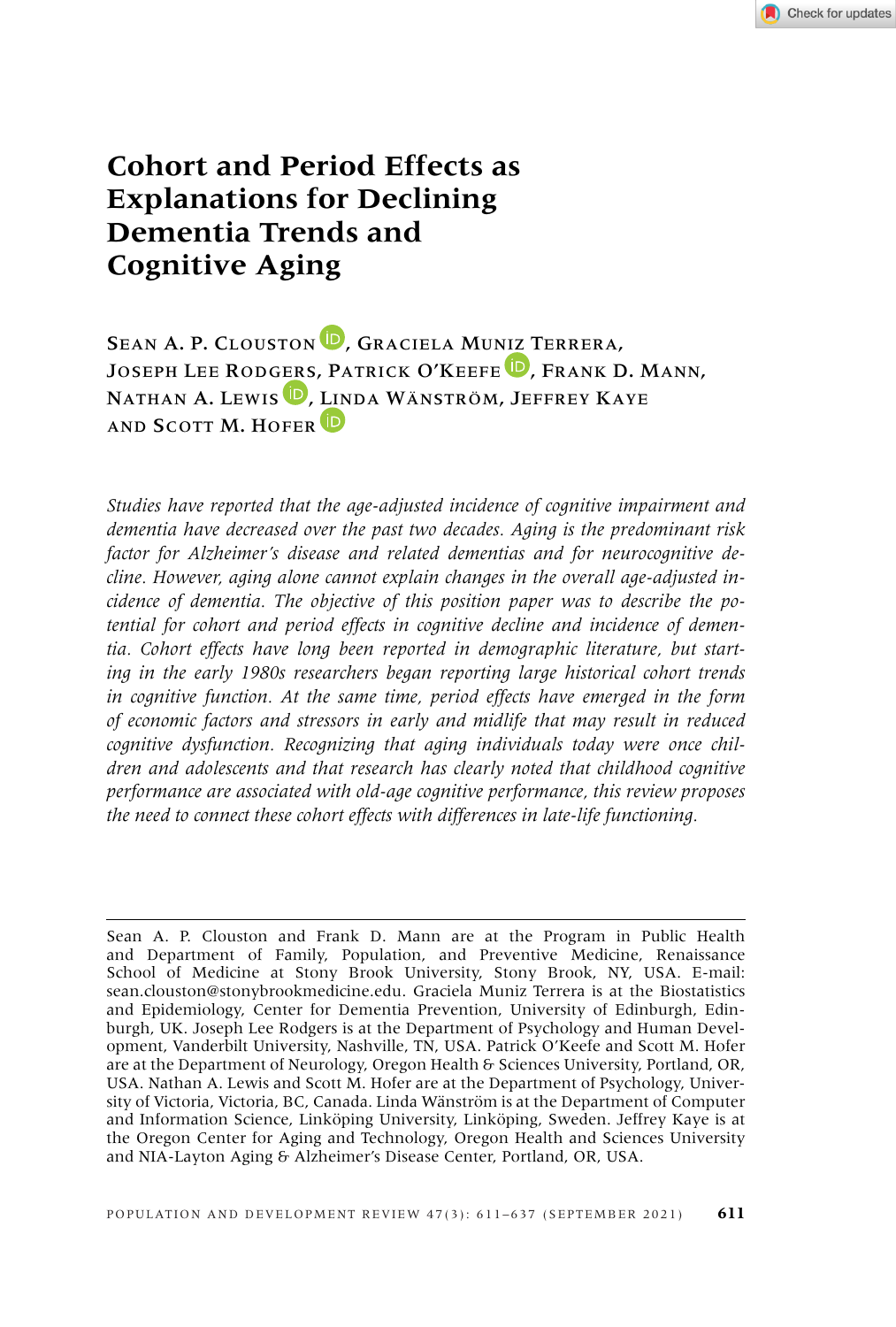# Cohort and Period Effects as Explanations for Declining Dementia Trends and Cognitive Aging

Sean A. P. Clouston, Graciela Muniz Terrera, Joseph Lee Rodgers, Patrick O'Keefe, Frank D. Mann, Nathan A. Lewis, Linda Wänström, Jeffrey Kaye and Scott M. Hofer

*Studies have reported that the age-adjusted incidence of cognitive impairment and dementia have decreased over the past two decades. Aging is the predominant risk factor for Alzheimer's disease and related dementias and for neurocognitive decline. However, aging alone cannot explain changes in the overall age-adjusted incidence of dementia. The objective of this position paper was to describe the potential for cohort and period effects in cognitive decline and incidence of dementia. Cohort effects have long been reported in demographic literature, but starting in the early 1980s researchers began reporting large historical cohort trends in cognitive function. At the same time, period effects have emerged in the form of economic factors and stressors in early and midlife that may result in reduced cognitive dysfunction. Recognizing that aging individuals today were once children and adolescents and that research has clearly noted that childhood cognitive performance are associated with old-age cognitive performance, this review proposes the need to connect these cohort effects with differences in late-life functioning.*

---

Sean A. P. Clouston and Frank D. Mann are at the Program in Public Health and Department of Family, Population, and Preventive Medicine, Renaissance School of Medicine at Stony Brook University, Stony Brook, NY, USA. E-mail: sean.clouston@stonybrookmedicine.edu. Graciela Muniz Terrera is at the Biostatistics and Epidemiology, Center for Dementia Prevention, University of Edinburgh, Edinburgh, UK. Joseph Lee Rodgers is at the Department of Psychology and Human Development, Vanderbilt University, Nashville, TN, USA. Patrick O'Keefe and Scott M. Hofer are at the Department of Neurology, Oregon Health & Sciences University, Portland, OR, USA. Nathan A. Lewis and Scott M. Hofer are at the Department of Psychology, University of Victoria, Victoria, BC, Canada. Linda Wänström is at the Department of Computer and Information Science, Linköping University, Linköping, Sweden. Jeffrey Kaye is at the Oregon Center for Aging and Technology, Oregon Health and Sciences University and NIA-Layton Aging & Alzheimer's Disease Center, Portland, OR, USA.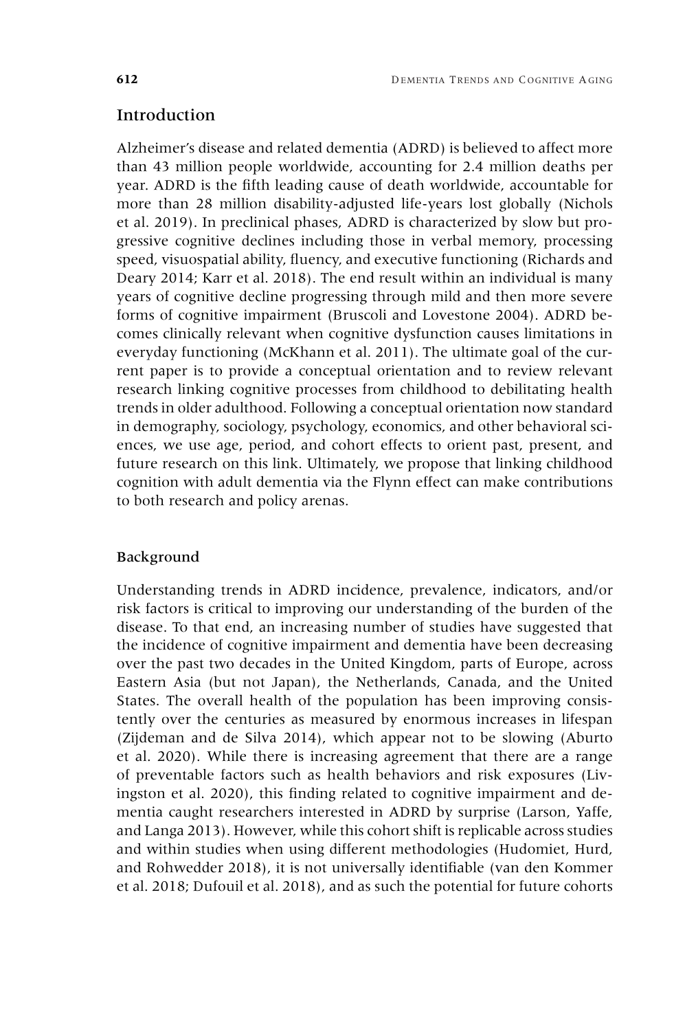## Introduction

Alzheimer's disease and related dementia (ADRD) is believed to affect more than 43 million people worldwide, accounting for 2.4 million deaths per year. ADRD is the fifth leading cause of death worldwide, accountable for more than 28 million disability-adjusted life-years lost globally (Nichols et al. 2019). In preclinical phases, ADRD is characterized by slow but progressive cognitive declines including those in verbal memory, processing speed, visuospatial ability, fluency, and executive functioning (Richards and Deary 2014; Karr et al. 2018). The end result within an individual is many years of cognitive decline progressing through mild and then more severe forms of cognitive impairment (Bruscoli and Lovestone 2004). ADRD becomes clinically relevant when cognitive dysfunction causes limitations in everyday functioning (McKhann et al. 2011). The ultimate goal of the current paper is to provide a conceptual orientation and to review relevant research linking cognitive processes from childhood to debilitating health trends in older adulthood. Following a conceptual orientation now standard in demography, sociology, psychology, economics, and other behavioral sciences, we use age, period, and cohort effects to orient past, present, and future research on this link. Ultimately, we propose that linking childhood cognition with adult dementia via the Flynn effect can make contributions to both research and policy arenas.

### Background

Understanding trends in ADRD incidence, prevalence, indicators, and/or risk factors is critical to improving our understanding of the burden of the disease. To that end, an increasing number of studies have suggested that the incidence of cognitive impairment and dementia have been decreasing over the past two decades in the United Kingdom, parts of Europe, across Eastern Asia (but not Japan), the Netherlands, Canada, and the United States. The overall health of the population has been improving consistently over the centuries as measured by enormous increases in lifespan (Zijdeman and de Silva 2014), which appear not to be slowing (Aburto et al. 2020). While there is increasing agreement that there are a range of preventable factors such as health behaviors and risk exposures (Livingston et al. 2020), this finding related to cognitive impairment and dementia caught researchers interested in ADRD by surprise (Larson, Yaffe, and Langa 2013). However, while this cohort shift is replicable across studies and within studies when using different methodologies (Hudomiet, Hurd, and Rohwedder 2018), it is not universally identifiable (van den Kommer et al. 2018; Dufouil et al. 2018), and as such the potential for future cohorts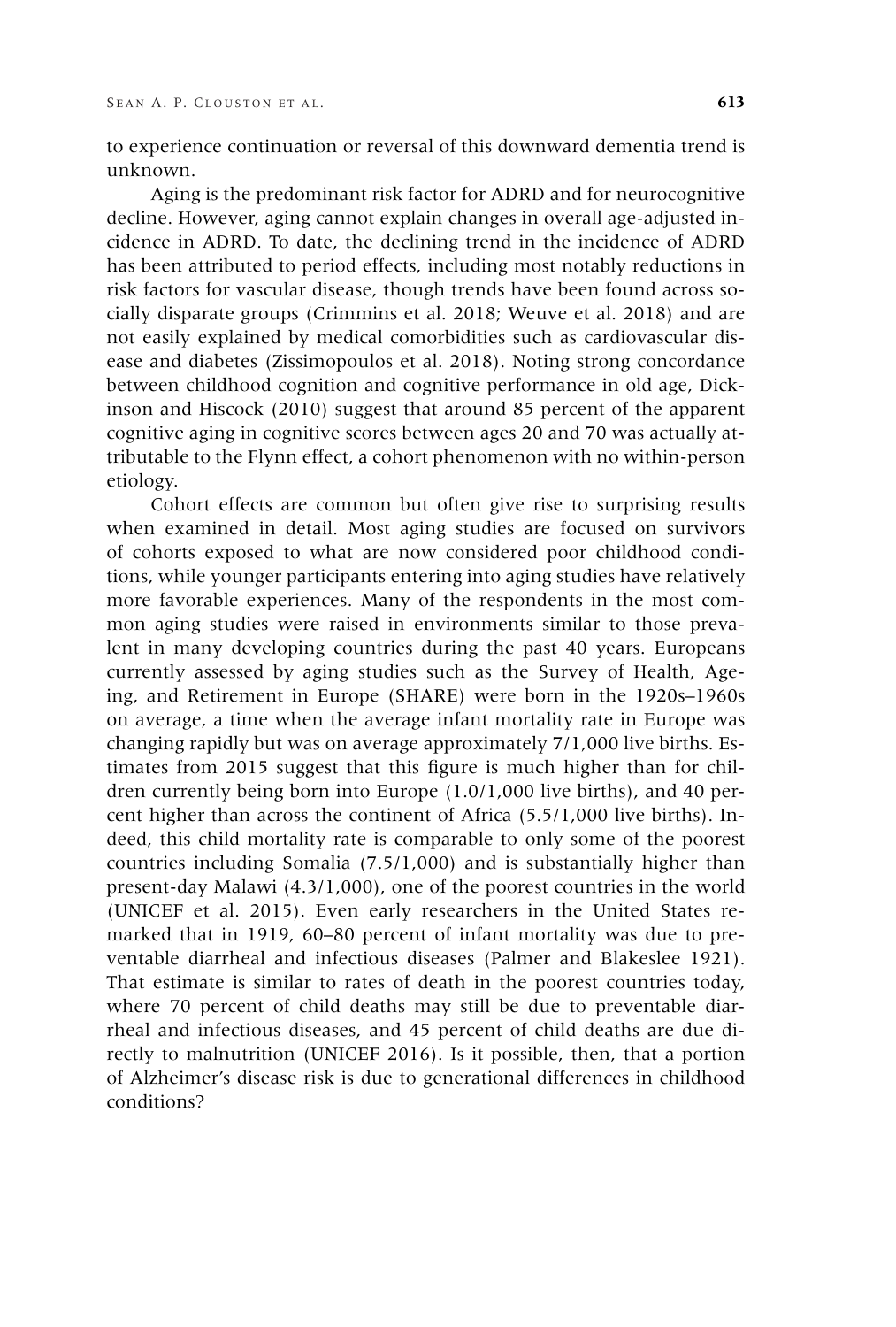to experience continuation or reversal of this downward dementia trend is unknown.

Aging is the predominant risk factor for ADRD and for neurocognitive decline. However, aging cannot explain changes in overall age-adjusted incidence in ADRD. To date, the declining trend in the incidence of ADRD has been attributed to period effects, including most notably reductions in risk factors for vascular disease, though trends have been found across socially disparate groups (Crimmins et al. 2018; Weuve et al. 2018) and are not easily explained by medical comorbidities such as cardiovascular disease and diabetes (Zissimopoulos et al. 2018). Noting strong concordance between childhood cognition and cognitive performance in old age, Dickinson and Hiscock (2010) suggest that around 85 percent of the apparent cognitive aging in cognitive scores between ages 20 and 70 was actually attributable to the Flynn effect, a cohort phenomenon with no within-person etiology.

Cohort effects are common but often give rise to surprising results when examined in detail. Most aging studies are focused on survivors of cohorts exposed to what are now considered poor childhood conditions, while younger participants entering into aging studies have relatively more favorable experiences. Many of the respondents in the most common aging studies were raised in environments similar to those prevalent in many developing countries during the past 40 years. Europeans currently assessed by aging studies such as the Survey of Health, Ageing, and Retirement in Europe (SHARE) were born in the 1920s–1960s on average, a time when the average infant mortality rate in Europe was changing rapidly but was on average approximately 7/1,000 live births. Estimates from 2015 suggest that this figure is much higher than for children currently being born into Europe (1.0/1,000 live births), and 40 percent higher than across the continent of Africa (5.5/1,000 live births). Indeed, this child mortality rate is comparable to only some of the poorest countries including Somalia (7.5/1,000) and is substantially higher than present-day Malawi (4.3/1,000), one of the poorest countries in the world (UNICEF et al. 2015). Even early researchers in the United States remarked that in 1919, 60–80 percent of infant mortality was due to preventable diarrheal and infectious diseases (Palmer and Blakeslee 1921). That estimate is similar to rates of death in the poorest countries today, where 70 percent of child deaths may still be due to preventable diarrheal and infectious diseases, and 45 percent of child deaths are due directly to malnutrition (UNICEF 2016). Is it possible, then, that a portion of Alzheimer's disease risk is due to generational differences in childhood conditions?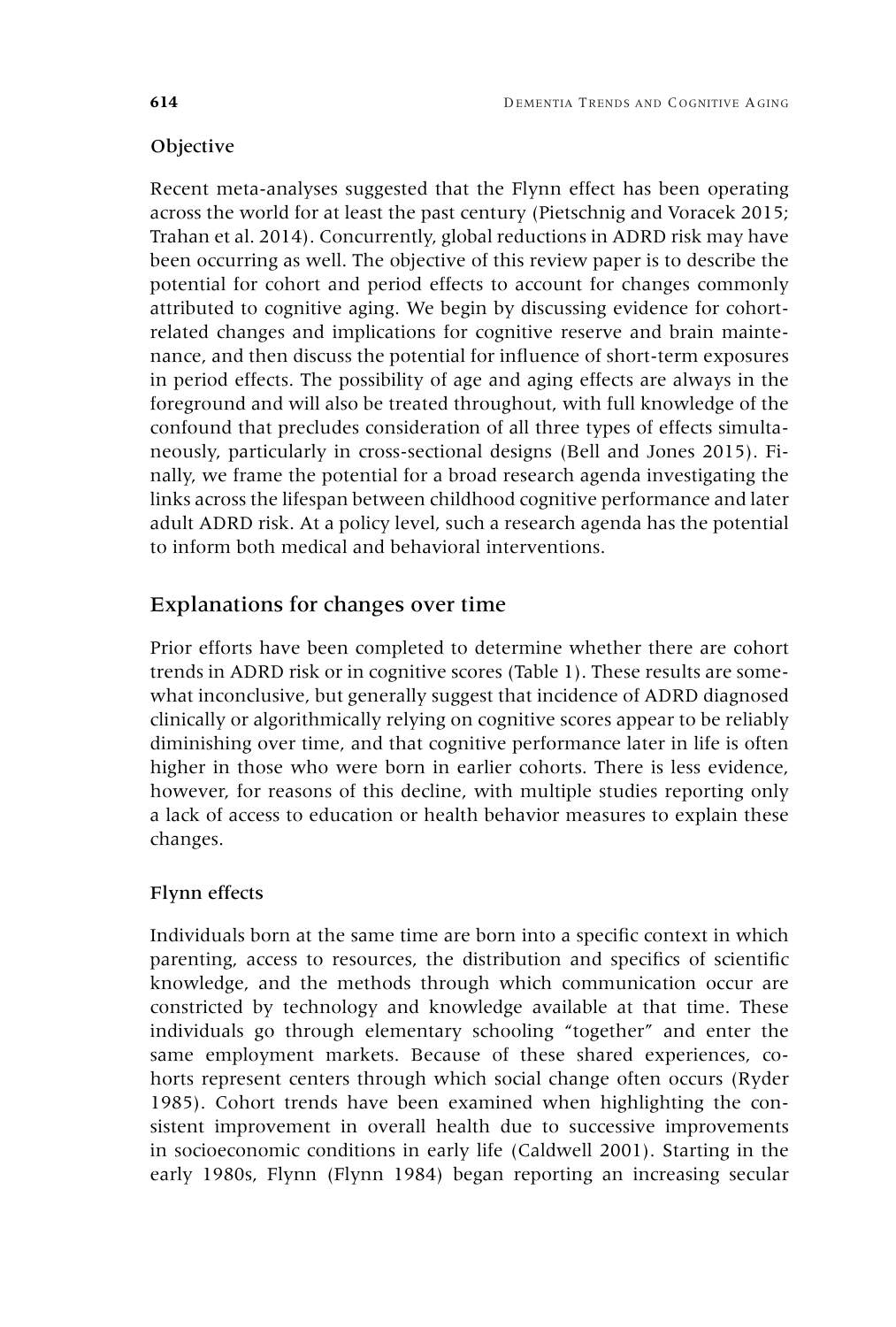### Objective

Recent meta-analyses suggested that the Flynn effect has been operating across the world for at least the past century (Pietschnig and Voracek 2015; Trahan et al. 2014). Concurrently, global reductions in ADRD risk may have been occurring as well. The objective of this review paper is to describe the potential for cohort and period effects to account for changes commonly attributed to cognitive aging. We begin by discussing evidence for cohort-related changes and implications for cognitive reserve and brain maintenance, and then discuss the potential for influence of short-term exposures in period effects. The possibility of age and aging effects are always in the foreground and will also be treated throughout, with full knowledge of the confound that precludes consideration of all three types of effects simultaneously, particularly in cross-sectional designs (Bell and Jones 2015). Finally, we frame the potential for a broad research agenda investigating the links across the lifespan between childhood cognitive performance and later adult ADRD risk. At a policy level, such a research agenda has the potential to inform both medical and behavioral interventions.

## Explanations for changes over time

Prior efforts have been completed to determine whether there are cohort trends in ADRD risk or in cognitive scores (Table 1). These results are somewhat inconclusive, but generally suggest that incidence of ADRD diagnosed clinically or algorithmically relying on cognitive scores appear to be reliably diminishing over time, and that cognitive performance later in life is often higher in those who were born in earlier cohorts. There is less evidence, however, for reasons of this decline, with multiple studies reporting only a lack of access to education or health behavior measures to explain these changes.

### Flynn effects

Individuals born at the same time are born into a specific context in which parenting, access to resources, the distribution and specifics of scientific knowledge, and the methods through which communication occur are constricted by technology and knowledge available at that time. These individuals go through elementary schooling "together" and enter the same employment markets. Because of these shared experiences, cohorts represent centers through which social change often occurs (Ryder 1985). Cohort trends have been examined when highlighting the consistent improvement in overall health due to successive improvements in socioeconomic conditions in early life (Caldwell 2001). Starting in the early 1980s, Flynn (Flynn 1984) began reporting an increasing secular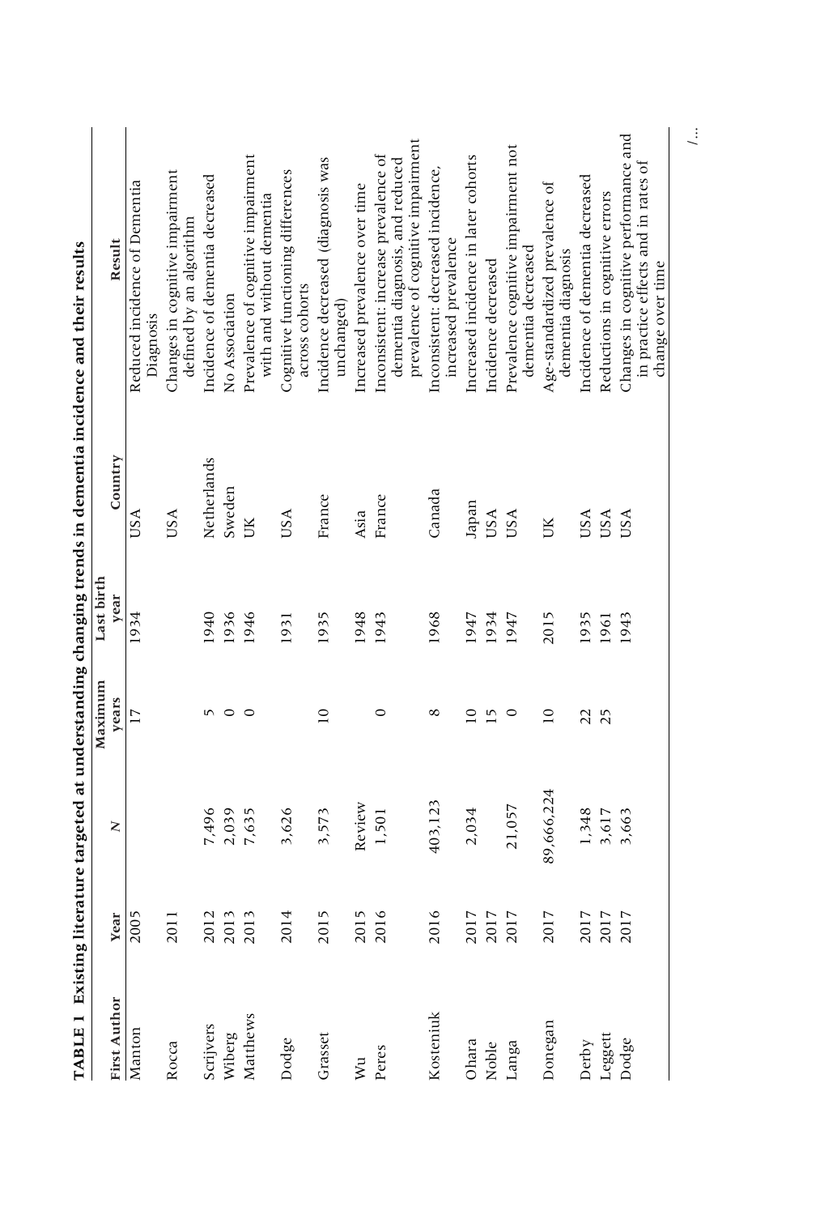**TABLE 1 Existing literature targeted at understanding changing trends in dementia incidence and their results**

| First Author | Year | N | Maximum years | Last birth year | Country | Result |
|---|---|---|---|---|---|---|
| Manton | 2005 | | 17 | 1934 | USA | Reduced incidence of Dementia Diagnosis |
| Rocca | 2011 | | | | USA | Changes in cognitive impairment defined by an algorithm |
| Scrijvers | 2012 | 7,496 | 5 | 1940 | Netherlands | Incidence of dementia decreased |
| Wiberg | 2013 | 2,039 | 0 | 1936 | Sweden | No Association |
| Matthews | 2013 | 7,635 | 0 | 1946 | UK | Prevalence of cognitive impairment with and without dementia |
| Dodge | 2014 | 3,626 | | 1931 | USA | Cognitive functioning differences across cohorts |
| Grasset | 2015 | 3,573 | 10 | 1935 | France | Incidence decreased (diagnosis was unchanged) |
| Wu | 2015 | Review | | 1948 | Asia | Increased prevalence over time |
| Peres | 2016 | 1,501 | 0 | 1943 | France | Inconsistent: increase prevalence of dementia diagnosis, and reduced prevalence of cognitive impairment |
| Kosteniuk | 2016 | 403,123 | 8 | 1968 | Canada | Inconsistent: decreased incidence, increased prevalence |
| Ohara | 2017 | 2,034 | 10 | 1947 | Japan | Increased incidence in later cohorts |
| Noble | 2017 | | 15 | 1934 | USA | Incidence decreased |
| Langa | 2017 | 21,057 | 0 | 1947 | USA | Prevalence cognitive impairment not dementia decreased |
| Donegan | 2017 | 89,666,224 | 10 | 2015 | UK | Age-standardized prevalence of dementia diagnosis |
| Derby | 2017 | 1,348 | 22 | 1935 | USA | Incidence of dementia decreased |
| Leggett | 2017 | 3,617 | 25 | 1961 | USA | Reductions in cognitive errors |
| Dodge | 2017 | 3,663 | | 1943 | USA | Changes in cognitive performance and in practice effects and in rates of change over time |

/...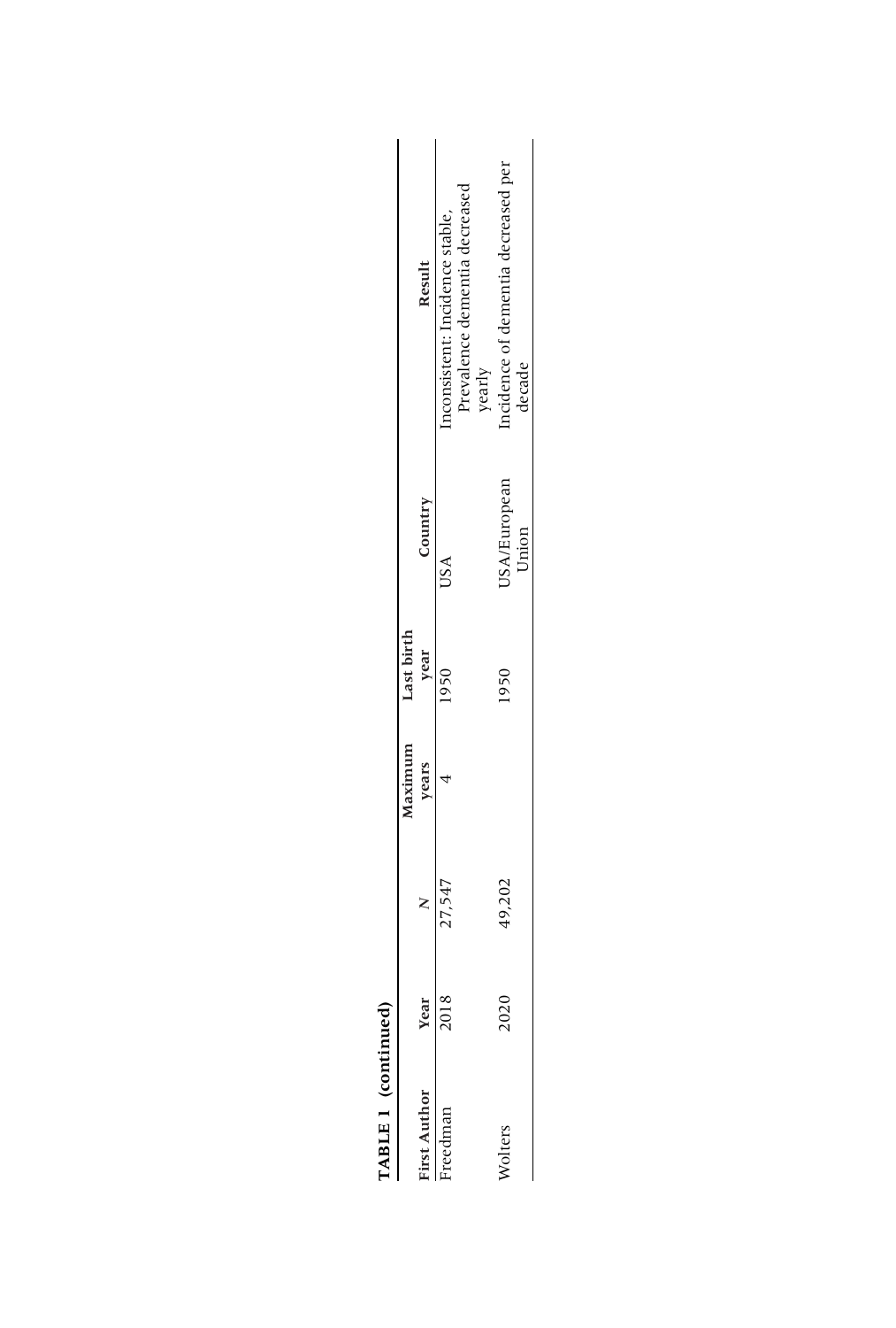**TABLE 1 (continued)**

| First Author | Year | N | Maximum years | Last birth year | Country | Result |
|---|---|---|---|---|---|---|
| Freedman | 2018 | 27,547 | 4 | 1950 | USA | Inconsistent: Incidence stable, Prevalence dementia decreased yearly |
| Wolters | 2020 | 49,202 | | 1950 | USA/European Union | Incidence of dementia decreased per decade |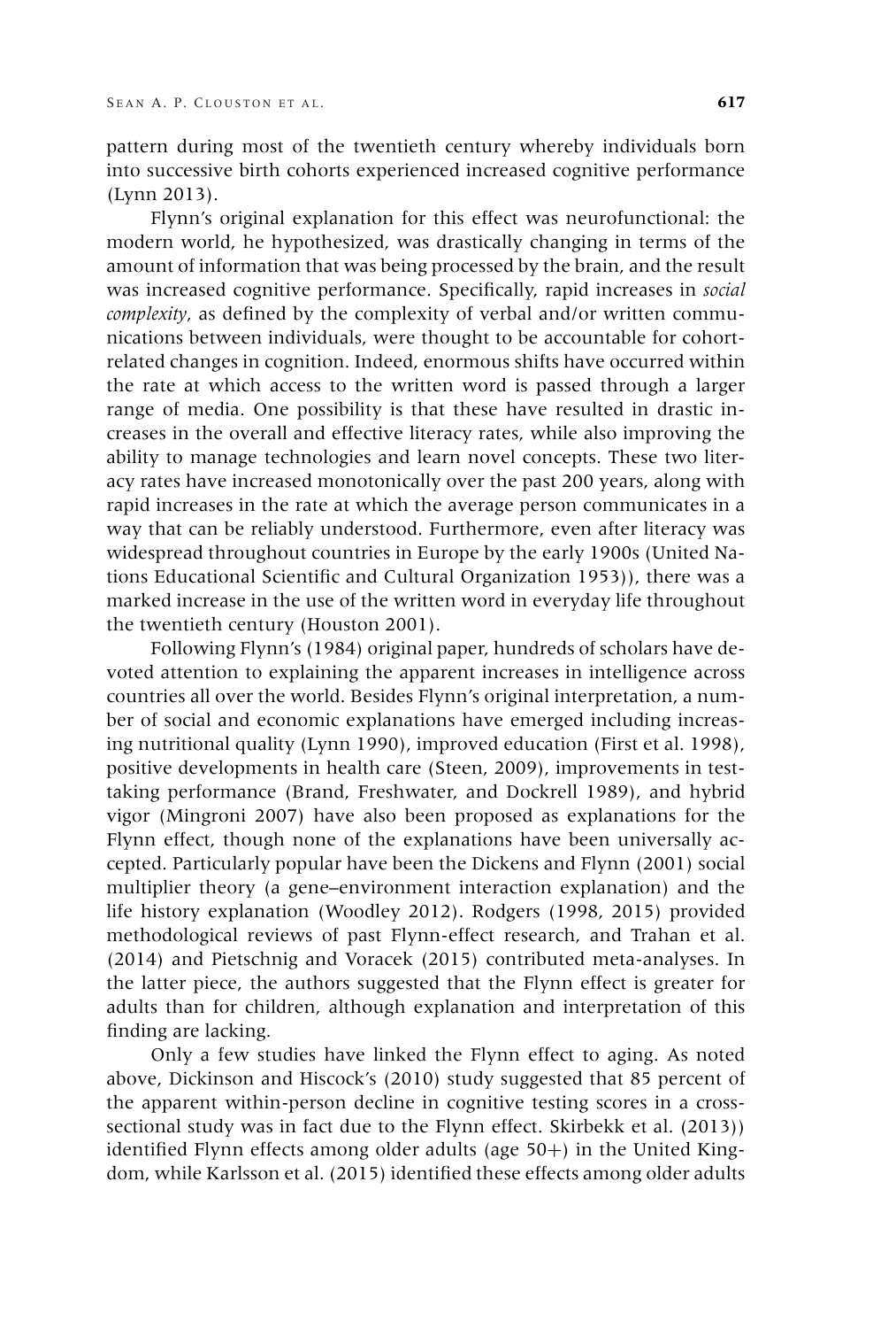pattern during most of the twentieth century whereby individuals born into successive birth cohorts experienced increased cognitive performance (Lynn 2013).

Flynn's original explanation for this effect was neurofunctional: the modern world, he hypothesized, was drastically changing in terms of the amount of information that was being processed by the brain, and the result was increased cognitive performance. Specifically, rapid increases in *social complexity*, as defined by the complexity of verbal and/or written communications between individuals, were thought to be accountable for cohort-related changes in cognition. Indeed, enormous shifts have occurred within the rate at which access to the written word is passed through a larger range of media. One possibility is that these have resulted in drastic increases in the overall and effective literacy rates, while also improving the ability to manage technologies and learn novel concepts. These two literacy rates have increased monotonically over the past 200 years, along with rapid increases in the rate at which the average person communicates in a way that can be reliably understood. Furthermore, even after literacy was widespread throughout countries in Europe by the early 1900s (United Nations Educational Scientific and Cultural Organization 1953)), there was a marked increase in the use of the written word in everyday life throughout the twentieth century (Houston 2001).

Following Flynn's (1984) original paper, hundreds of scholars have devoted attention to explaining the apparent increases in intelligence across countries all over the world. Besides Flynn's original interpretation, a number of social and economic explanations have emerged including increasing nutritional quality (Lynn 1990), improved education (First et al. 1998), positive developments in health care (Steen, 2009), improvements in test-taking performance (Brand, Freshwater, and Dockrell 1989), and hybrid vigor (Mingroni 2007) have also been proposed as explanations for the Flynn effect, though none of the explanations have been universally accepted. Particularly popular have been the Dickens and Flynn (2001) social multiplier theory (a gene–environment interaction explanation) and the life history explanation (Woodley 2012). Rodgers (1998, 2015) provided methodological reviews of past Flynn-effect research, and Trahan et al. (2014) and Pietschnig and Voracek (2015) contributed meta-analyses. In the latter piece, the authors suggested that the Flynn effect is greater for adults than for children, although explanation and interpretation of this finding are lacking.

Only a few studies have linked the Flynn effect to aging. As noted above, Dickinson and Hiscock's (2010) study suggested that 85 percent of the apparent within-person decline in cognitive testing scores in a cross-sectional study was in fact due to the Flynn effect. Skirbekk et al. (2013)) identified Flynn effects among older adults (age 50+) in the United Kingdom, while Karlsson et al. (2015) identified these effects among older adults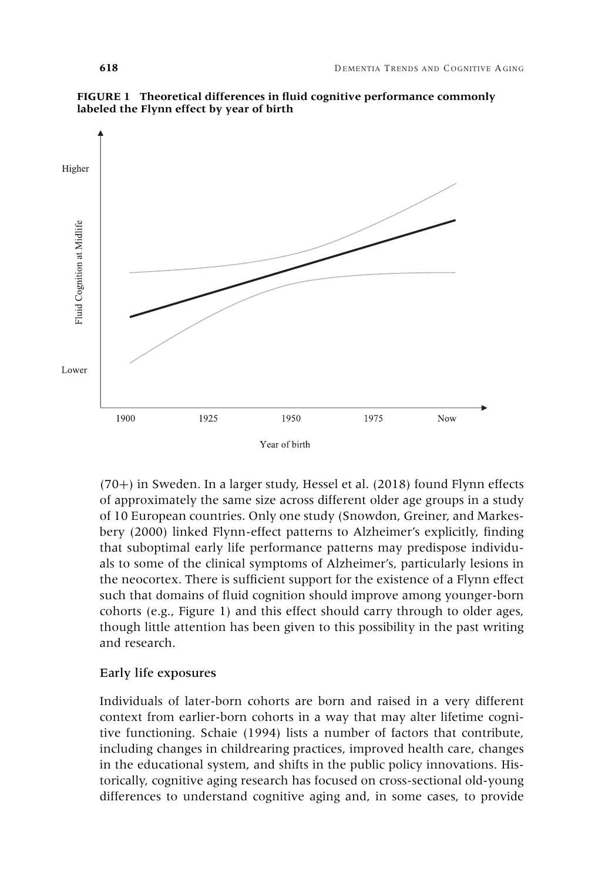**FIGURE 1 Theoretical differences in fluid cognitive performance commonly labeled the Flynn effect by year of birth**

Higher

Fluid Cognition at Midlife

Lower

1900 1925 1950 1975 Now

Year of birth

(70+) in Sweden. In a larger study, Hessel et al. (2018) found Flynn effects of approximately the same size across different older age groups in a study of 10 European countries. Only one study (Snowdon, Greiner, and Markesbery (2000) linked Flynn-effect patterns to Alzheimer's explicitly, finding that suboptimal early life performance patterns may predispose individuals to some of the clinical symptoms of Alzheimer's, particularly lesions in the neocortex. There is sufficient support for the existence of a Flynn effect such that domains of fluid cognition should improve among younger-born cohorts (e.g., Figure 1) and this effect should carry through to older ages, though little attention has been given to this possibility in the past writing and research.

### Early life exposures

Individuals of later-born cohorts are born and raised in a very different context from earlier-born cohorts in a way that may alter lifetime cognitive functioning. Schaie (1994) lists a number of factors that contribute, including changes in childrearing practices, improved health care, changes in the educational system, and shifts in the public policy innovations. Historically, cognitive aging research has focused on cross-sectional old-young differences to understand cognitive aging and, in some cases, to provide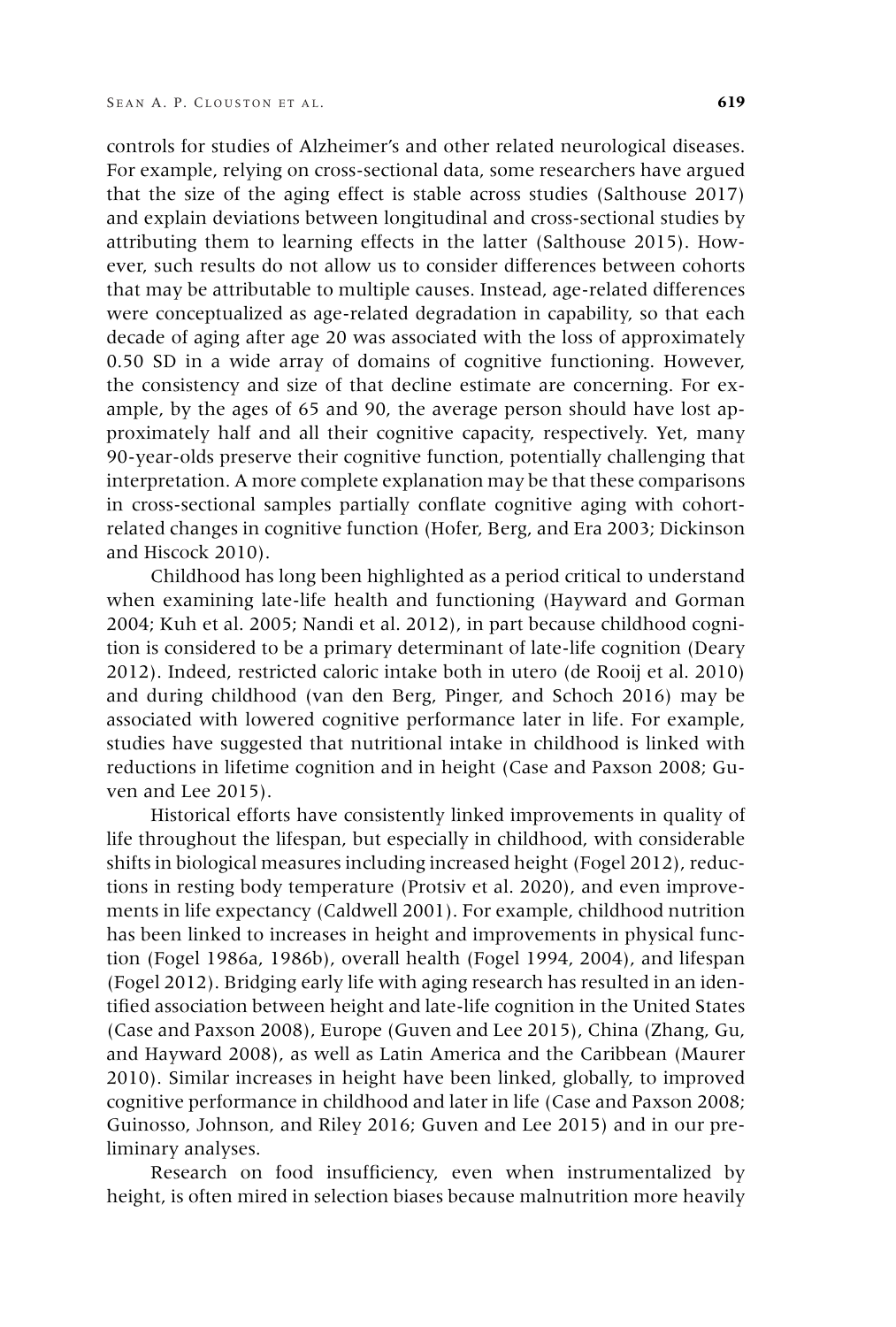controls for studies of Alzheimer's and other related neurological diseases. For example, relying on cross-sectional data, some researchers have argued that the size of the aging effect is stable across studies (Salthouse 2017) and explain deviations between longitudinal and cross-sectional studies by attributing them to learning effects in the latter (Salthouse 2015). However, such results do not allow us to consider differences between cohorts that may be attributable to multiple causes. Instead, age-related differences were conceptualized as age-related degradation in capability, so that each decade of aging after age 20 was associated with the loss of approximately 0.50 SD in a wide array of domains of cognitive functioning. However, the consistency and size of that decline estimate are concerning. For example, by the ages of 65 and 90, the average person should have lost approximately half and all their cognitive capacity, respectively. Yet, many 90-year-olds preserve their cognitive function, potentially challenging that interpretation. A more complete explanation may be that these comparisons in cross-sectional samples partially conflate cognitive aging with cohort-related changes in cognitive function (Hofer, Berg, and Era 2003; Dickinson and Hiscock 2010).

Childhood has long been highlighted as a period critical to understand when examining late-life health and functioning (Hayward and Gorman 2004; Kuh et al. 2005; Nandi et al. 2012), in part because childhood cognition is considered to be a primary determinant of late-life cognition (Deary 2012). Indeed, restricted caloric intake both in utero (de Rooij et al. 2010) and during childhood (van den Berg, Pinger, and Schoch 2016) may be associated with lowered cognitive performance later in life. For example, studies have suggested that nutritional intake in childhood is linked with reductions in lifetime cognition and in height (Case and Paxson 2008; Guven and Lee 2015).

Historical efforts have consistently linked improvements in quality of life throughout the lifespan, but especially in childhood, with considerable shifts in biological measures including increased height (Fogel 2012), reductions in resting body temperature (Protsiv et al. 2020), and even improvements in life expectancy (Caldwell 2001). For example, childhood nutrition has been linked to increases in height and improvements in physical function (Fogel 1986a, 1986b), overall health (Fogel 1994, 2004), and lifespan (Fogel 2012). Bridging early life with aging research has resulted in an identified association between height and late-life cognition in the United States (Case and Paxson 2008), Europe (Guven and Lee 2015), China (Zhang, Gu, and Hayward 2008), as well as Latin America and the Caribbean (Maurer 2010). Similar increases in height have been linked, globally, to improved cognitive performance in childhood and later in life (Case and Paxson 2008; Guinosso, Johnson, and Riley 2016; Guven and Lee 2015) and in our preliminary analyses.

Research on food insufficiency, even when instrumentalized by height, is often mired in selection biases because malnutrition more heavily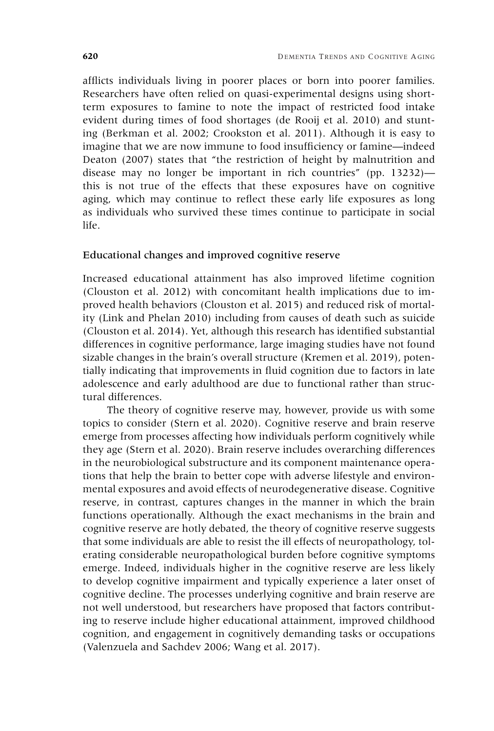afflicts individuals living in poorer places or born into poorer families. Researchers have often relied on quasi-experimental designs using short-term exposures to famine to note the impact of restricted food intake evident during times of food shortages (de Rooij et al. 2010) and stunting (Berkman et al. 2002; Crookston et al. 2011). Although it is easy to imagine that we are now immune to food insufficiency or famine—indeed Deaton (2007) states that "the restriction of height by malnutrition and disease may no longer be important in rich countries" (pp. 13232)—this is not true of the effects that these exposures have on cognitive aging, which may continue to reflect these early life exposures as long as individuals who survived these times continue to participate in social life.

### Educational changes and improved cognitive reserve

Increased educational attainment has also improved lifetime cognition (Clouston et al. 2012) with concomitant health implications due to improved health behaviors (Clouston et al. 2015) and reduced risk of mortality (Link and Phelan 2010) including from causes of death such as suicide (Clouston et al. 2014). Yet, although this research has identified substantial differences in cognitive performance, large imaging studies have not found sizable changes in the brain's overall structure (Kremen et al. 2019), potentially indicating that improvements in fluid cognition due to factors in late adolescence and early adulthood are due to functional rather than structural differences.

The theory of cognitive reserve may, however, provide us with some topics to consider (Stern et al. 2020). Cognitive reserve and brain reserve emerge from processes affecting how individuals perform cognitively while they age (Stern et al. 2020). Brain reserve includes overarching differences in the neurobiological substructure and its component maintenance operations that help the brain to better cope with adverse lifestyle and environmental exposures and avoid effects of neurodegenerative disease. Cognitive reserve, in contrast, captures changes in the manner in which the brain functions operationally. Although the exact mechanisms in the brain and cognitive reserve are hotly debated, the theory of cognitive reserve suggests that some individuals are able to resist the ill effects of neuropathology, tolerating considerable neuropathological burden before cognitive symptoms emerge. Indeed, individuals higher in the cognitive reserve are less likely to develop cognitive impairment and typically experience a later onset of cognitive decline. The processes underlying cognitive and brain reserve are not well understood, but researchers have proposed that factors contributing to reserve include higher educational attainment, improved childhood cognition, and engagement in cognitively demanding tasks or occupations (Valenzuela and Sachdev 2006; Wang et al. 2017).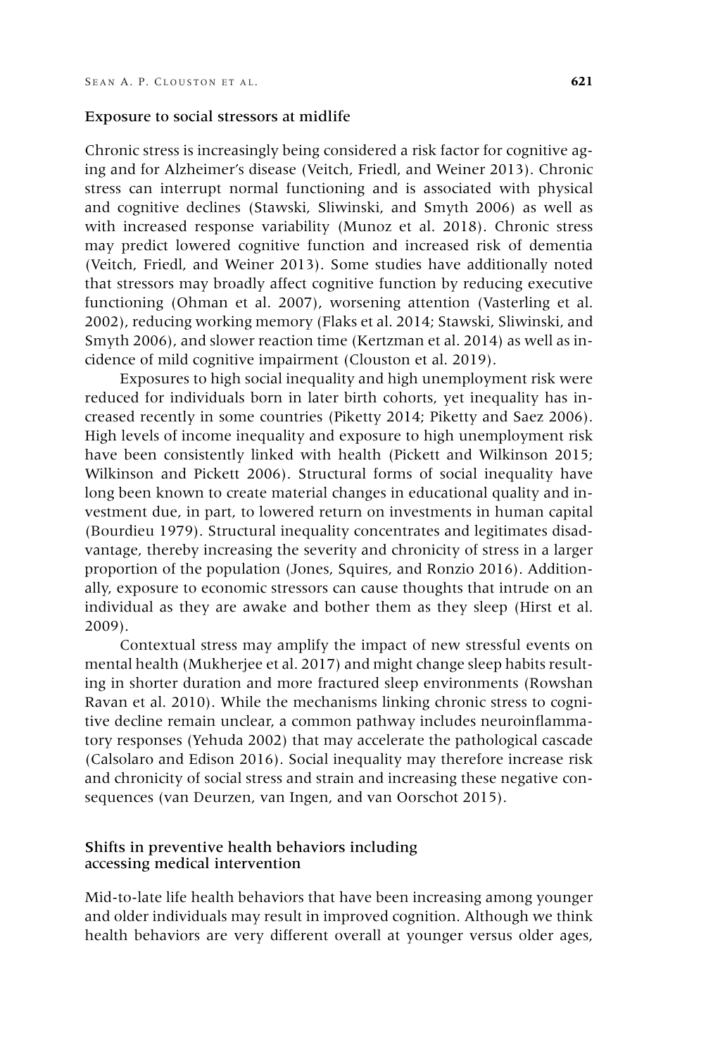### Exposure to social stressors at midlife

Chronic stress is increasingly being considered a risk factor for cognitive aging and for Alzheimer's disease (Veitch, Friedl, and Weiner 2013). Chronic stress can interrupt normal functioning and is associated with physical and cognitive declines (Stawski, Sliwinski, and Smyth 2006) as well as with increased response variability (Munoz et al. 2018). Chronic stress may predict lowered cognitive function and increased risk of dementia (Veitch, Friedl, and Weiner 2013). Some studies have additionally noted that stressors may broadly affect cognitive function by reducing executive functioning (Ohman et al. 2007), worsening attention (Vasterling et al. 2002), reducing working memory (Flaks et al. 2014; Stawski, Sliwinski, and Smyth 2006), and slower reaction time (Kertzman et al. 2014) as well as incidence of mild cognitive impairment (Clouston et al. 2019).

Exposures to high social inequality and high unemployment risk were reduced for individuals born in later birth cohorts, yet inequality has increased recently in some countries (Piketty 2014; Piketty and Saez 2006). High levels of income inequality and exposure to high unemployment risk have been consistently linked with health (Pickett and Wilkinson 2015; Wilkinson and Pickett 2006). Structural forms of social inequality have long been known to create material changes in educational quality and investment due, in part, to lowered return on investments in human capital (Bourdieu 1979). Structural inequality concentrates and legitimates disadvantage, thereby increasing the severity and chronicity of stress in a larger proportion of the population (Jones, Squires, and Ronzio 2016). Additionally, exposure to economic stressors can cause thoughts that intrude on an individual as they are awake and bother them as they sleep (Hirst et al. 2009).

Contextual stress may amplify the impact of new stressful events on mental health (Mukherjee et al. 2017) and might change sleep habits resulting in shorter duration and more fractured sleep environments (Rowshan Ravan et al. 2010). While the mechanisms linking chronic stress to cognitive decline remain unclear, a common pathway includes neuroinflammatory responses (Yehuda 2002) that may accelerate the pathological cascade (Calsolaro and Edison 2016). Social inequality may therefore increase risk and chronicity of social stress and strain and increasing these negative consequences (van Deurzen, van Ingen, and van Oorschot 2015).

### Shifts in preventive health behaviors including accessing medical intervention

Mid-to-late life health behaviors that have been increasing among younger and older individuals may result in improved cognition. Although we think health behaviors are very different overall at younger versus older ages,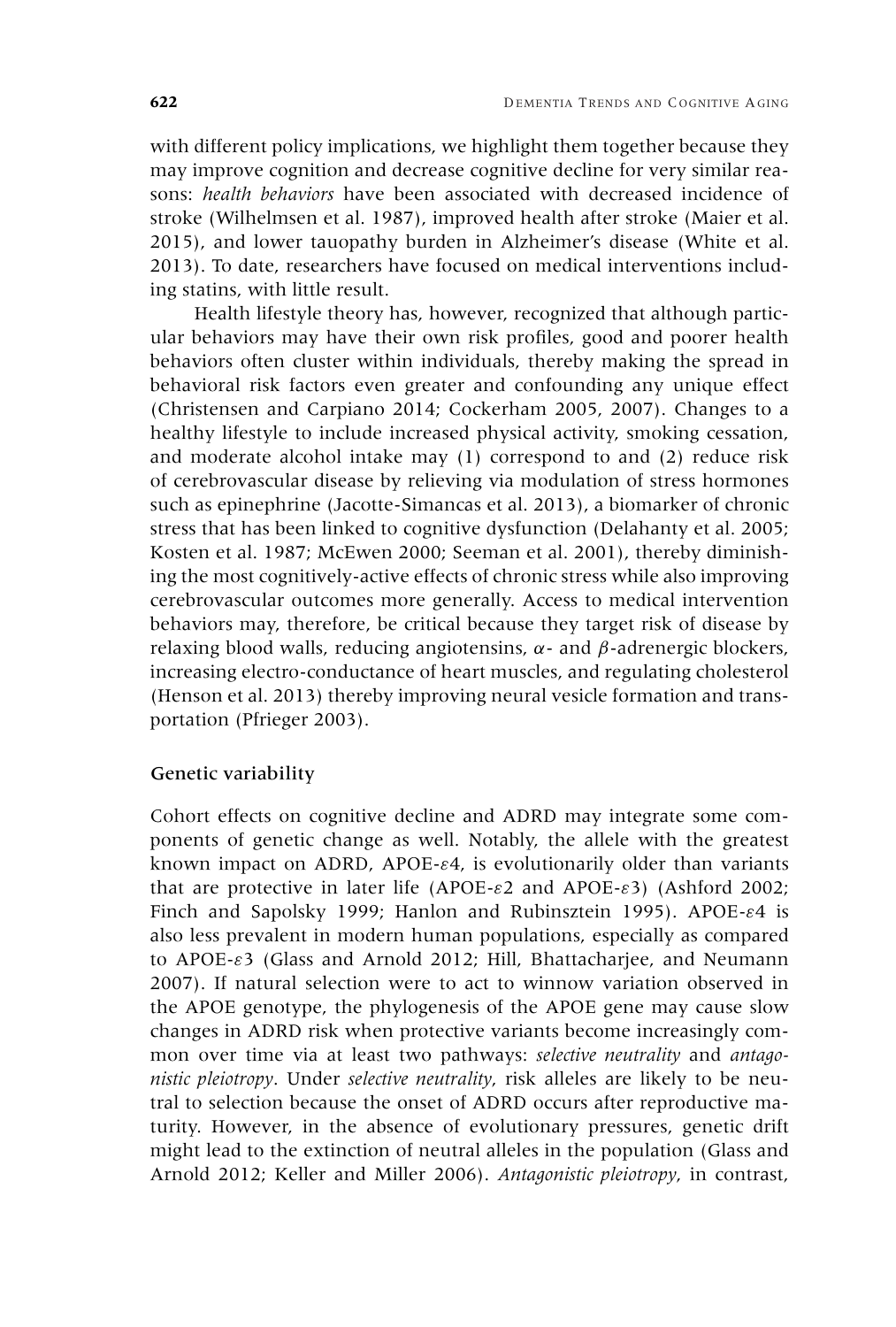with different policy implications, we highlight them together because they may improve cognition and decrease cognitive decline for very similar reasons: *health behaviors* have been associated with decreased incidence of stroke (Wilhelmsen et al. 1987), improved health after stroke (Maier et al. 2015), and lower tauopathy burden in Alzheimer's disease (White et al. 2013). To date, researchers have focused on medical interventions including statins, with little result.

Health lifestyle theory has, however, recognized that although particular behaviors may have their own risk profiles, good and poorer health behaviors often cluster within individuals, thereby making the spread in behavioral risk factors even greater and confounding any unique effect (Christensen and Carpiano 2014; Cockerham 2005, 2007). Changes to a healthy lifestyle to include increased physical activity, smoking cessation, and moderate alcohol intake may (1) correspond to and (2) reduce risk of cerebrovascular disease by relieving via modulation of stress hormones such as epinephrine (Jacotte-Simancas et al. 2013), a biomarker of chronic stress that has been linked to cognitive dysfunction (Delahanty et al. 2005; Kosten et al. 1987; McEwen 2000; Seeman et al. 2001), thereby diminishing the most cognitively-active effects of chronic stress while also improving cerebrovascular outcomes more generally. Access to medical intervention behaviors may, therefore, be critical because they target risk of disease by relaxing blood walls, reducing angiotensins, $\alpha$- and $\beta$-adrenergic blockers, increasing electro-conductance of heart muscles, and regulating cholesterol (Henson et al. 2013) thereby improving neural vesicle formation and transportation (Pfrieger 2003).

### Genetic variability

Cohort effects on cognitive decline and ADRD may integrate some components of genetic change as well. Notably, the allele with the greatest known impact on ADRD, APOE-$\varepsilon$4, is evolutionarily older than variants that are protective in later life (APOE-$\varepsilon$2 and APOE-$\varepsilon$3) (Ashford 2002; Finch and Sapolsky 1999; Hanlon and Rubinsztein 1995). APOE-$\varepsilon$4 is also less prevalent in modern human populations, especially as compared to APOE-$\varepsilon$3 (Glass and Arnold 2012; Hill, Bhattacharjee, and Neumann 2007). If natural selection were to act to winnow variation observed in the APOE genotype, the phylogenesis of the APOE gene may cause slow changes in ADRD risk when protective variants become increasingly common over time via at least two pathways: *selective neutrality* and *antagonistic pleiotropy*. Under *selective neutrality*, risk alleles are likely to be neutral to selection because the onset of ADRD occurs after reproductive maturity. However, in the absence of evolutionary pressures, genetic drift might lead to the extinction of neutral alleles in the population (Glass and Arnold 2012; Keller and Miller 2006). *Antagonistic pleiotropy*, in contrast,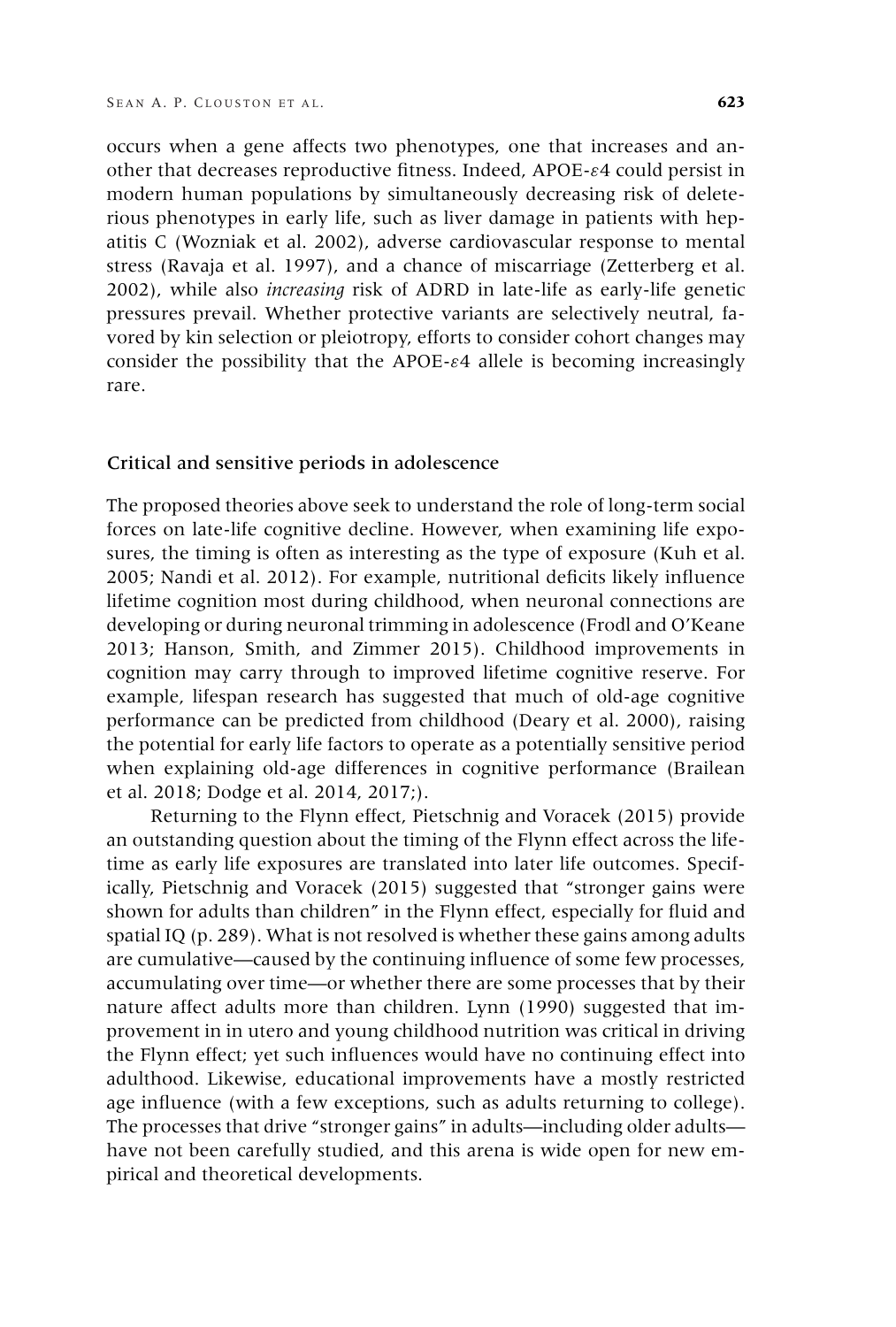occurs when a gene affects two phenotypes, one that increases and another that decreases reproductive fitness. Indeed, APOE-$\varepsilon$4 could persist in modern human populations by simultaneously decreasing risk of deleterious phenotypes in early life, such as liver damage in patients with hepatitis C (Wozniak et al. 2002), adverse cardiovascular response to mental stress (Ravaja et al. 1997), and a chance of miscarriage (Zetterberg et al. 2002), while also *increasing* risk of ADRD in late-life as early-life genetic pressures prevail. Whether protective variants are selectively neutral, favored by kin selection or pleiotropy, efforts to consider cohort changes may consider the possibility that the APOE-$\varepsilon$4 allele is becoming increasingly rare.

## Critical and sensitive periods in adolescence

The proposed theories above seek to understand the role of long-term social forces on late-life cognitive decline. However, when examining life exposures, the timing is often as interesting as the type of exposure (Kuh et al. 2005; Nandi et al. 2012). For example, nutritional deficits likely influence lifetime cognition most during childhood, when neuronal connections are developing or during neuronal trimming in adolescence (Frodl and O'Keane 2013; Hanson, Smith, and Zimmer 2015). Childhood improvements in cognition may carry through to improved lifetime cognitive reserve. For example, lifespan research has suggested that much of old-age cognitive performance can be predicted from childhood (Deary et al. 2000), raising the potential for early life factors to operate as a potentially sensitive period when explaining old-age differences in cognitive performance (Brailean et al. 2018; Dodge et al. 2014, 2017;).

Returning to the Flynn effect, Pietschnig and Voracek (2015) provide an outstanding question about the timing of the Flynn effect across the lifetime as early life exposures are translated into later life outcomes. Specifically, Pietschnig and Voracek (2015) suggested that "stronger gains were shown for adults than children" in the Flynn effect, especially for fluid and spatial IQ (p. 289). What is not resolved is whether these gains among adults are cumulative—caused by the continuing influence of some few processes, accumulating over time—or whether there are some processes that by their nature affect adults more than children. Lynn (1990) suggested that improvement in in utero and young childhood nutrition was critical in driving the Flynn effect; yet such influences would have no continuing effect into adulthood. Likewise, educational improvements have a mostly restricted age influence (with a few exceptions, such as adults returning to college). The processes that drive "stronger gains" in adults—including older adults—have not been carefully studied, and this arena is wide open for new empirical and theoretical developments.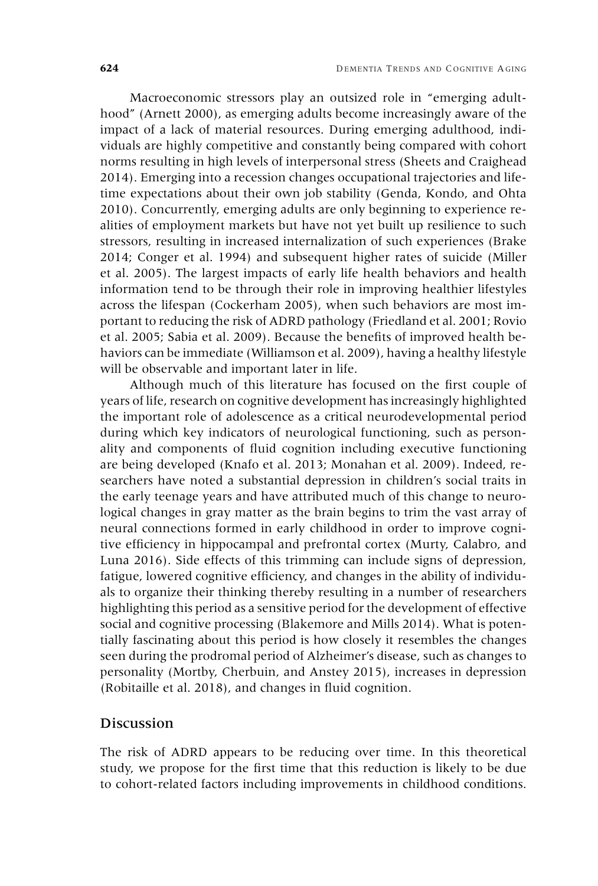Macroeconomic stressors play an outsized role in "emerging adulthood" (Arnett 2000), as emerging adults become increasingly aware of the impact of a lack of material resources. During emerging adulthood, individuals are highly competitive and constantly being compared with cohort norms resulting in high levels of interpersonal stress (Sheets and Craighead 2014). Emerging into a recession changes occupational trajectories and lifetime expectations about their own job stability (Genda, Kondo, and Ohta 2010). Concurrently, emerging adults are only beginning to experience realities of employment markets but have not yet built up resilience to such stressors, resulting in increased internalization of such experiences (Brake 2014; Conger et al. 1994) and subsequent higher rates of suicide (Miller et al. 2005). The largest impacts of early life health behaviors and health information tend to be through their role in improving healthier lifestyles across the lifespan (Cockerham 2005), when such behaviors are most important to reducing the risk of ADRD pathology (Friedland et al. 2001; Rovio et al. 2005; Sabia et al. 2009). Because the benefits of improved health behaviors can be immediate (Williamson et al. 2009), having a healthy lifestyle will be observable and important later in life.

Although much of this literature has focused on the first couple of years of life, research on cognitive development has increasingly highlighted the important role of adolescence as a critical neurodevelopmental period during which key indicators of neurological functioning, such as personality and components of fluid cognition including executive functioning are being developed (Knafo et al. 2013; Monahan et al. 2009). Indeed, researchers have noted a substantial depression in children's social traits in the early teenage years and have attributed much of this change to neurological changes in gray matter as the brain begins to trim the vast array of neural connections formed in early childhood in order to improve cognitive efficiency in hippocampal and prefrontal cortex (Murty, Calabro, and Luna 2016). Side effects of this trimming can include signs of depression, fatigue, lowered cognitive efficiency, and changes in the ability of individuals to organize their thinking thereby resulting in a number of researchers highlighting this period as a sensitive period for the development of effective social and cognitive processing (Blakemore and Mills 2014). What is potentially fascinating about this period is how closely it resembles the changes seen during the prodromal period of Alzheimer's disease, such as changes to personality (Mortby, Cherbuin, and Anstey 2015), increases in depression (Robitaille et al. 2018), and changes in fluid cognition.

## Discussion

The risk of ADRD appears to be reducing over time. In this theoretical study, we propose for the first time that this reduction is likely to be due to cohort-related factors including improvements in childhood conditions.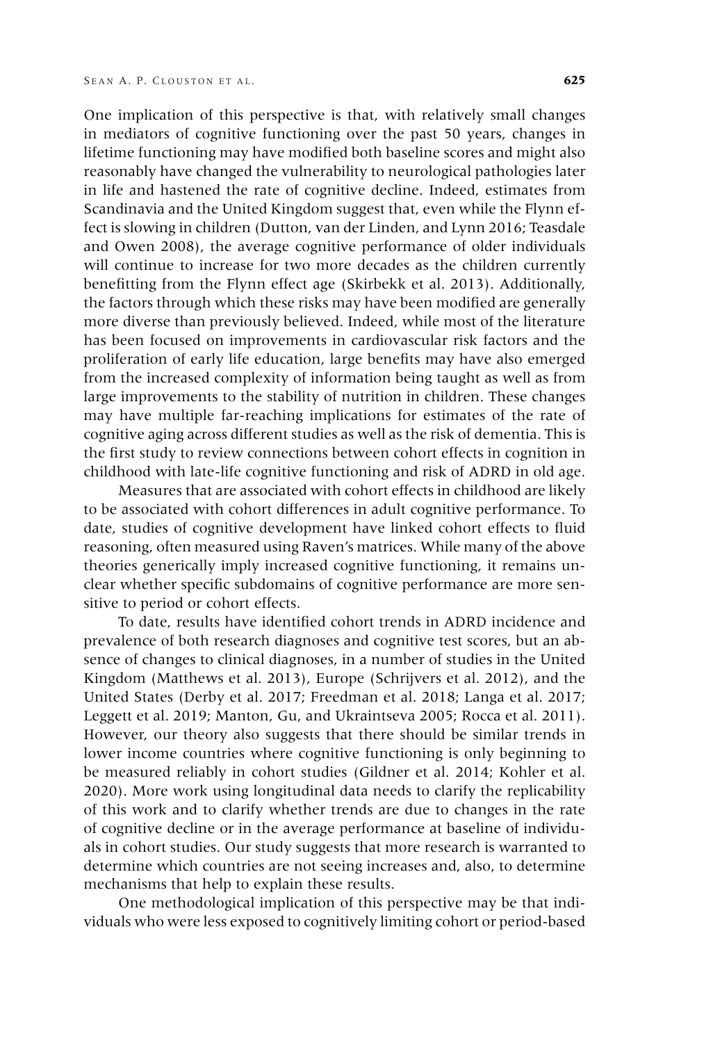One implication of this perspective is that, with relatively small changes in mediators of cognitive functioning over the past 50 years, changes in lifetime functioning may have modified both baseline scores and might also reasonably have changed the vulnerability to neurological pathologies later in life and hastened the rate of cognitive decline. Indeed, estimates from Scandinavia and the United Kingdom suggest that, even while the Flynn effect is slowing in children (Dutton, van der Linden, and Lynn 2016; Teasdale and Owen 2008), the average cognitive performance of older individuals will continue to increase for two more decades as the children currently benefitting from the Flynn effect age (Skirbekk et al. 2013). Additionally, the factors through which these risks may have been modified are generally more diverse than previously believed. Indeed, while most of the literature has been focused on improvements in cardiovascular risk factors and the proliferation of early life education, large benefits may have also emerged from the increased complexity of information being taught as well as from large improvements to the stability of nutrition in children. These changes may have multiple far-reaching implications for estimates of the rate of cognitive aging across different studies as well as the risk of dementia. This is the first study to review connections between cohort effects in cognition in childhood with late-life cognitive functioning and risk of ADRD in old age.

Measures that are associated with cohort effects in childhood are likely to be associated with cohort differences in adult cognitive performance. To date, studies of cognitive development have linked cohort effects to fluid reasoning, often measured using Raven's matrices. While many of the above theories generically imply increased cognitive functioning, it remains unclear whether specific subdomains of cognitive performance are more sensitive to period or cohort effects.

To date, results have identified cohort trends in ADRD incidence and prevalence of both research diagnoses and cognitive test scores, but an absence of changes to clinical diagnoses, in a number of studies in the United Kingdom (Matthews et al. 2013), Europe (Schrijvers et al. 2012), and the United States (Derby et al. 2017; Freedman et al. 2018; Langa et al. 2017; Leggett et al. 2019; Manton, Gu, and Ukraintseva 2005; Rocca et al. 2011). However, our theory also suggests that there should be similar trends in lower income countries where cognitive functioning is only beginning to be measured reliably in cohort studies (Gildner et al. 2014; Kohler et al. 2020). More work using longitudinal data needs to clarify the replicability of this work and to clarify whether trends are due to changes in the rate of cognitive decline or in the average performance at baseline of individuals in cohort studies. Our study suggests that more research is warranted to determine which countries are not seeing increases and, also, to determine mechanisms that help to explain these results.

One methodological implication of this perspective may be that individuals who were less exposed to cognitively limiting cohort or period-based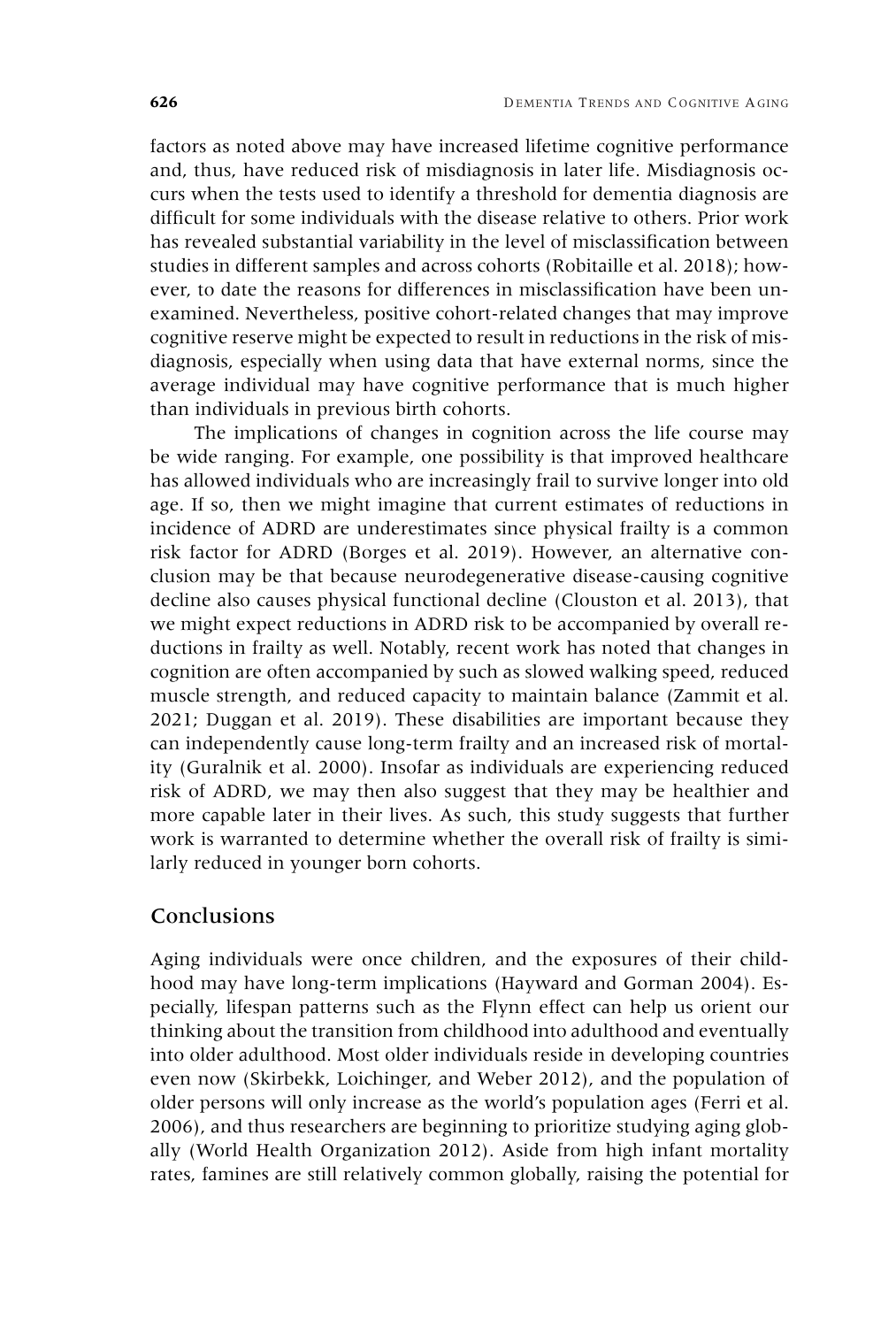factors as noted above may have increased lifetime cognitive performance and, thus, have reduced risk of misdiagnosis in later life. Misdiagnosis occurs when the tests used to identify a threshold for dementia diagnosis are difficult for some individuals with the disease relative to others. Prior work has revealed substantial variability in the level of misclassification between studies in different samples and across cohorts (Robitaille et al. 2018); however, to date the reasons for differences in misclassification have been unexamined. Nevertheless, positive cohort-related changes that may improve cognitive reserve might be expected to result in reductions in the risk of misdiagnosis, especially when using data that have external norms, since the average individual may have cognitive performance that is much higher than individuals in previous birth cohorts.

The implications of changes in cognition across the life course may be wide ranging. For example, one possibility is that improved healthcare has allowed individuals who are increasingly frail to survive longer into old age. If so, then we might imagine that current estimates of reductions in incidence of ADRD are underestimates since physical frailty is a common risk factor for ADRD (Borges et al. 2019). However, an alternative conclusion may be that because neurodegenerative disease-causing cognitive decline also causes physical functional decline (Clouston et al. 2013), that we might expect reductions in ADRD risk to be accompanied by overall reductions in frailty as well. Notably, recent work has noted that changes in cognition are often accompanied by such as slowed walking speed, reduced muscle strength, and reduced capacity to maintain balance (Zammit et al. 2021; Duggan et al. 2019). These disabilities are important because they can independently cause long-term frailty and an increased risk of mortality (Guralnik et al. 2000). Insofar as individuals are experiencing reduced risk of ADRD, we may then also suggest that they may be healthier and more capable later in their lives. As such, this study suggests that further work is warranted to determine whether the overall risk of frailty is similarly reduced in younger born cohorts.

## Conclusions

Aging individuals were once children, and the exposures of their childhood may have long-term implications (Hayward and Gorman 2004). Especially, lifespan patterns such as the Flynn effect can help us orient our thinking about the transition from childhood into adulthood and eventually into older adulthood. Most older individuals reside in developing countries even now (Skirbekk, Loichinger, and Weber 2012), and the population of older persons will only increase as the world's population ages (Ferri et al. 2006), and thus researchers are beginning to prioritize studying aging globally (World Health Organization 2012). Aside from high infant mortality rates, famines are still relatively common globally, raising the potential for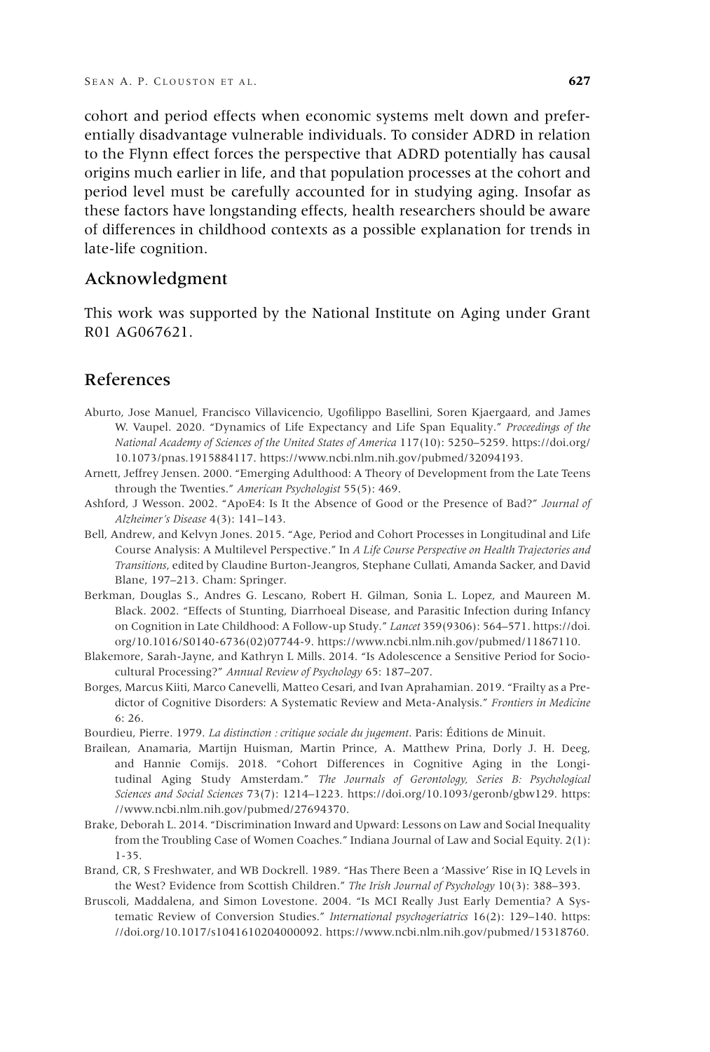cohort and period effects when economic systems melt down and preferentially disadvantage vulnerable individuals. To consider ADRD in relation to the Flynn effect forces the perspective that ADRD potentially has causal origins much earlier in life, and that population processes at the cohort and period level must be carefully accounted for in studying aging. Insofar as these factors have longstanding effects, health researchers should be aware of differences in childhood contexts as a possible explanation for trends in late-life cognition.

## Acknowledgment

This work was supported by the National Institute on Aging under Grant R01 AG067621.

## References

Aburto, Jose Manuel, Francisco Villavicencio, Ugofilippo Basellini, Soren Kjaergaard, and James W. Vaupel. 2020. "Dynamics of Life Expectancy and Life Span Equality." *Proceedings of the National Academy of Sciences of the United States of America* 117(10): 5250–5259. https://doi.org/10.1073/pnas.1915884117. https://www.ncbi.nlm.nih.gov/pubmed/32094193.

Arnett, Jeffrey Jensen. 2000. "Emerging Adulthood: A Theory of Development from the Late Teens through the Twenties." *American Psychologist* 55(5): 469.

Ashford, J Wesson. 2002. "ApoE4: Is It the Absence of Good or the Presence of Bad?" *Journal of Alzheimer's Disease* 4(3): 141–143.

Bell, Andrew, and Kelvyn Jones. 2015. "Age, Period and Cohort Processes in Longitudinal and Life Course Analysis: A Multilevel Perspective." In *A Life Course Perspective on Health Trajectories and Transitions*, edited by Claudine Burton-Jeangros, Stephane Cullati, Amanda Sacker, and David Blane, 197–213. Cham: Springer.

Berkman, Douglas S., Andres G. Lescano, Robert H. Gilman, Sonia L. Lopez, and Maureen M. Black. 2002. "Effects of Stunting, Diarrhoeal Disease, and Parasitic Infection during Infancy on Cognition in Late Childhood: A Follow-up Study." *Lancet* 359(9306): 564–571. https://doi.org/10.1016/S0140-6736(02)07744-9. https://www.ncbi.nlm.nih.gov/pubmed/11867110.

Blakemore, Sarah-Jayne, and Kathryn L Mills. 2014. "Is Adolescence a Sensitive Period for Sociocultural Processing?" *Annual Review of Psychology* 65: 187–207.

Borges, Marcus Kiiti, Marco Canevelli, Matteo Cesari, and Ivan Aprahamian. 2019. "Frailty as a Predictor of Cognitive Disorders: A Systematic Review and Meta-Analysis." *Frontiers in Medicine* 6: 26.

Bourdieu, Pierre. 1979. *La distinction : critique sociale du jugement*. Paris: Éditions de Minuit.

Brailean, Anamaria, Martijn Huisman, Martin Prince, A. Matthew Prina, Dorly J. H. Deeg, and Hannie Comijs. 2018. "Cohort Differences in Cognitive Aging in the Longitudinal Aging Study Amsterdam." *The Journals of Gerontology, Series B: Psychological Sciences and Social Sciences* 73(7): 1214–1223. https://doi.org/10.1093/geronb/gbw129. https://www.ncbi.nlm.nih.gov/pubmed/27694370.

Brake, Deborah L. 2014. "Discrimination Inward and Upward: Lessons on Law and Social Inequality from the Troubling Case of Women Coaches." Indiana Journal of Law and Social Equity. 2(1): 1-35.

Brand, CR, S Freshwater, and WB Dockrell. 1989. "Has There Been a 'Massive' Rise in IQ Levels in the West? Evidence from Scottish Children." *The Irish Journal of Psychology* 10(3): 388–393.

Bruscoli, Maddalena, and Simon Lovestone. 2004. "Is MCI Really Just Early Dementia? A Systematic Review of Conversion Studies." *International psychogeriatrics* 16(2): 129–140. https://doi.org/10.1017/s1041610204000092. https://www.ncbi.nlm.nih.gov/pubmed/15318760.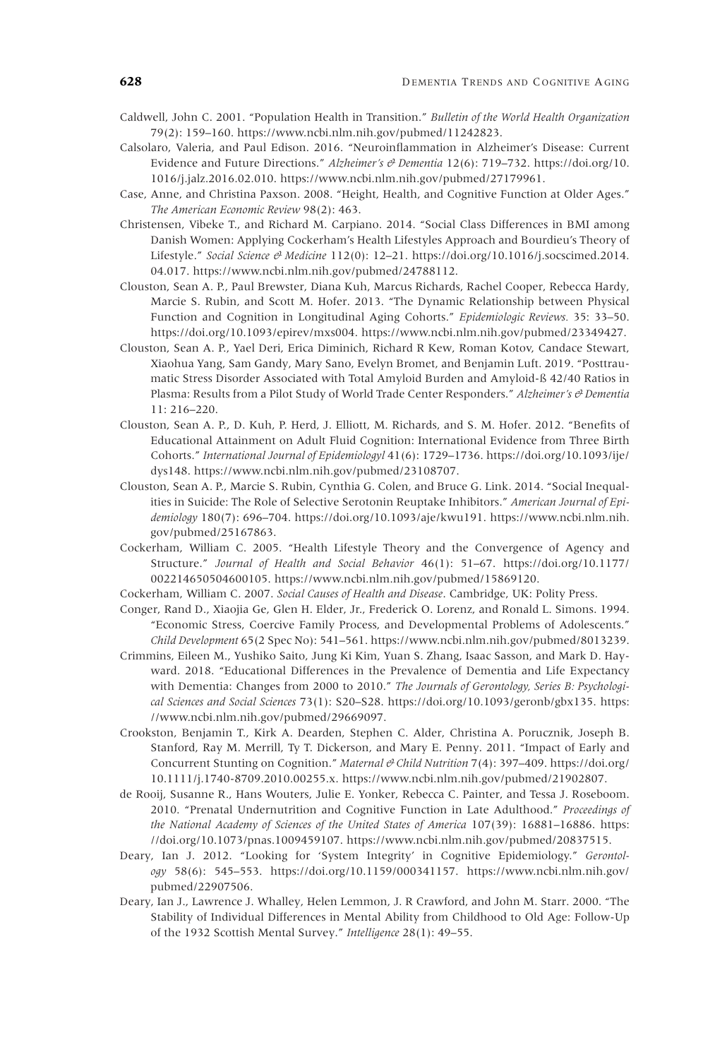Caldwell, John C. 2001. "Population Health in Transition." *Bulletin of the World Health Organization* 79(2): 159–160. https://www.ncbi.nlm.nih.gov/pubmed/11242823.

Calsolaro, Valeria, and Paul Edison. 2016. "Neuroinflammation in Alzheimer's Disease: Current Evidence and Future Directions." *Alzheimer's & Dementia* 12(6): 719–732. https://doi.org/10.1016/j.jalz.2016.02.010. https://www.ncbi.nlm.nih.gov/pubmed/27179961.

Case, Anne, and Christina Paxson. 2008. "Height, Health, and Cognitive Function at Older Ages." *The American Economic Review* 98(2): 463.

Christensen, Vibeke T., and Richard M. Carpiano. 2014. "Social Class Differences in BMI among Danish Women: Applying Cockerham's Health Lifestyles Approach and Bourdieu's Theory of Lifestyle." *Social Science & Medicine* 112(0): 12–21. https://doi.org/10.1016/j.socscimed.2014.04.017. https://www.ncbi.nlm.nih.gov/pubmed/24788112.

Clouston, Sean A. P., Paul Brewster, Diana Kuh, Marcus Richards, Rachel Cooper, Rebecca Hardy, Marcie S. Rubin, and Scott M. Hofer. 2013. "The Dynamic Relationship between Physical Function and Cognition in Longitudinal Aging Cohorts." *Epidemiologic Reviews.* 35: 33–50. https://doi.org/10.1093/epirev/mxs004. https://www.ncbi.nlm.nih.gov/pubmed/23349427.

Clouston, Sean A. P., Yael Deri, Erica Diminich, Richard R Kew, Roman Kotov, Candace Stewart, Xiaohua Yang, Sam Gandy, Mary Sano, Evelyn Bromet, and Benjamin Luft. 2019. "Posttraumatic Stress Disorder Associated with Total Amyloid Burden and Amyloid-ß 42/40 Ratios in Plasma: Results from a Pilot Study of World Trade Center Responders." *Alzheimer's & Dementia* 11: 216–220.

Clouston, Sean A. P., D. Kuh, P. Herd, J. Elliott, M. Richards, and S. M. Hofer. 2012. "Benefits of Educational Attainment on Adult Fluid Cognition: International Evidence from Three Birth Cohorts." *International Journal of Epidemiologyl* 41(6): 1729–1736. https://doi.org/10.1093/ije/dys148. https://www.ncbi.nlm.nih.gov/pubmed/23108707.

Clouston, Sean A. P., Marcie S. Rubin, Cynthia G. Colen, and Bruce G. Link. 2014. "Social Inequalities in Suicide: The Role of Selective Serotonin Reuptake Inhibitors." *American Journal of Epidemiology* 180(7): 696–704. https://doi.org/10.1093/aje/kwu191. https://www.ncbi.nlm.nih.gov/pubmed/25167863.

Cockerham, William C. 2005. "Health Lifestyle Theory and the Convergence of Agency and Structure." *Journal of Health and Social Behavior* 46(1): 51–67. https://doi.org/10.1177/002214650504600105. https://www.ncbi.nlm.nih.gov/pubmed/15869120.

Cockerham, William C. 2007. *Social Causes of Health and Disease*. Cambridge, UK: Polity Press.

Conger, Rand D., Xiaojia Ge, Glen H. Elder, Jr., Frederick O. Lorenz, and Ronald L. Simons. 1994. "Economic Stress, Coercive Family Process, and Developmental Problems of Adolescents." *Child Development* 65(2 Spec No): 541–561. https://www.ncbi.nlm.nih.gov/pubmed/8013239.

Crimmins, Eileen M., Yushiko Saito, Jung Ki Kim, Yuan S. Zhang, Isaac Sasson, and Mark D. Hayward. 2018. "Educational Differences in the Prevalence of Dementia and Life Expectancy with Dementia: Changes from 2000 to 2010." *The Journals of Gerontology, Series B: Psychological Sciences and Social Sciences* 73(1): S20–S28. https://doi.org/10.1093/geronb/gbx135. https://www.ncbi.nlm.nih.gov/pubmed/29669097.

Crookston, Benjamin T., Kirk A. Dearden, Stephen C. Alder, Christina A. Porucznik, Joseph B. Stanford, Ray M. Merrill, Ty T. Dickerson, and Mary E. Penny. 2011. "Impact of Early and Concurrent Stunting on Cognition." *Maternal & Child Nutrition* 7(4): 397–409. https://doi.org/10.1111/j.1740-8709.2010.00255.x. https://www.ncbi.nlm.nih.gov/pubmed/21902807.

de Rooij, Susanne R., Hans Wouters, Julie E. Yonker, Rebecca C. Painter, and Tessa J. Roseboom. 2010. "Prenatal Undernutrition and Cognitive Function in Late Adulthood." *Proceedings of the National Academy of Sciences of the United States of America* 107(39): 16881–16886. https://doi.org/10.1073/pnas.1009459107. https://www.ncbi.nlm.nih.gov/pubmed/20837515.

Deary, Ian J. 2012. "Looking for 'System Integrity' in Cognitive Epidemiology." *Gerontology* 58(6): 545–553. https://doi.org/10.1159/000341157. https://www.ncbi.nlm.nih.gov/pubmed/22907506.

Deary, Ian J., Lawrence J. Whalley, Helen Lemmon, J. R Crawford, and John M. Starr. 2000. "The Stability of Individual Differences in Mental Ability from Childhood to Old Age: Follow-Up of the 1932 Scottish Mental Survey." *Intelligence* 28(1): 49–55.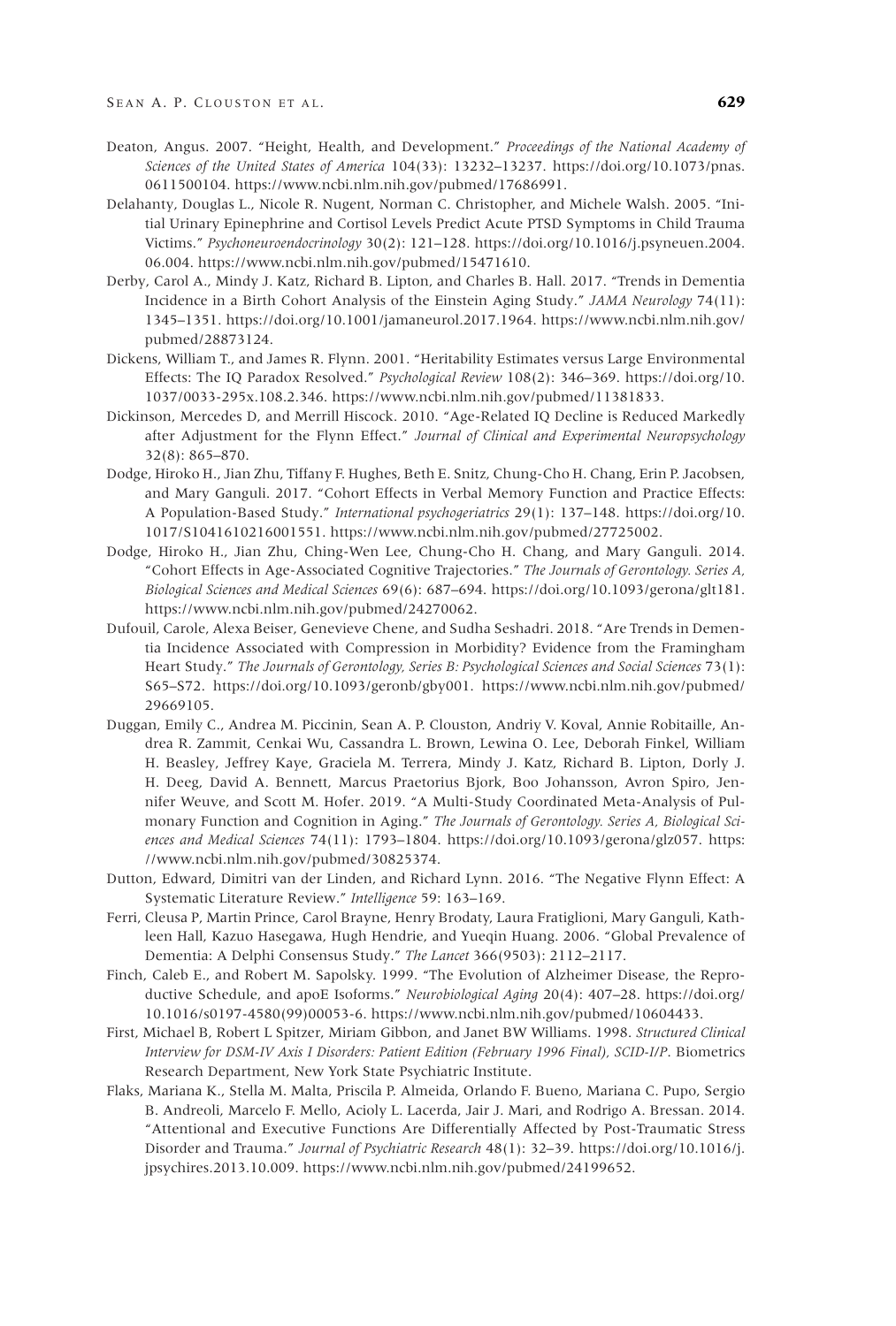Deaton, Angus. 2007. "Height, Health, and Development." *Proceedings of the National Academy of Sciences of the United States of America* 104(33): 13232–13237. https://doi.org/10.1073/pnas.0611500104. https://www.ncbi.nlm.nih.gov/pubmed/17686991.

Delahanty, Douglas L., Nicole R. Nugent, Norman C. Christopher, and Michele Walsh. 2005. "Initial Urinary Epinephrine and Cortisol Levels Predict Acute PTSD Symptoms in Child Trauma Victims." *Psychoneuroendocrinology* 30(2): 121–128. https://doi.org/10.1016/j.psyneuen.2004.06.004. https://www.ncbi.nlm.nih.gov/pubmed/15471610.

Derby, Carol A., Mindy J. Katz, Richard B. Lipton, and Charles B. Hall. 2017. "Trends in Dementia Incidence in a Birth Cohort Analysis of the Einstein Aging Study." *JAMA Neurology* 74(11): 1345–1351. https://doi.org/10.1001/jamaneurol.2017.1964. https://www.ncbi.nlm.nih.gov/pubmed/28873124.

Dickens, William T., and James R. Flynn. 2001. "Heritability Estimates versus Large Environmental Effects: The IQ Paradox Resolved." *Psychological Review* 108(2): 346–369. https://doi.org/10.1037/0033-295x.108.2.346. https://www.ncbi.nlm.nih.gov/pubmed/11381833.

Dickinson, Mercedes D, and Merrill Hiscock. 2010. "Age-Related IQ Decline is Reduced Markedly after Adjustment for the Flynn Effect." *Journal of Clinical and Experimental Neuropsychology* 32(8): 865–870.

Dodge, Hiroko H., Jian Zhu, Tiffany F. Hughes, Beth E. Snitz, Chung-Cho H. Chang, Erin P. Jacobsen, and Mary Ganguli. 2017. "Cohort Effects in Verbal Memory Function and Practice Effects: A Population-Based Study." *International psychogeriatrics* 29(1): 137–148. https://doi.org/10.1017/S1041610216001551. https://www.ncbi.nlm.nih.gov/pubmed/27725002.

Dodge, Hiroko H., Jian Zhu, Ching-Wen Lee, Chung-Cho H. Chang, and Mary Ganguli. 2014. "Cohort Effects in Age-Associated Cognitive Trajectories." *The Journals of Gerontology. Series A, Biological Sciences and Medical Sciences* 69(6): 687–694. https://doi.org/10.1093/gerona/glt181. https://www.ncbi.nlm.nih.gov/pubmed/24270062.

Dufouil, Carole, Alexa Beiser, Genevieve Chene, and Sudha Seshadri. 2018. "Are Trends in Dementia Incidence Associated with Compression in Morbidity? Evidence from the Framingham Heart Study." *The Journals of Gerontology, Series B: Psychological Sciences and Social Sciences* 73(1): S65–S72. https://doi.org/10.1093/geronb/gby001. https://www.ncbi.nlm.nih.gov/pubmed/29669105.

Duggan, Emily C., Andrea M. Piccinin, Sean A. P. Clouston, Andriy V. Koval, Annie Robitaille, Andrea R. Zammit, Cenkai Wu, Cassandra L. Brown, Lewina O. Lee, Deborah Finkel, William H. Beasley, Jeffrey Kaye, Graciela M. Terrera, Mindy J. Katz, Richard B. Lipton, Dorly J. H. Deeg, David A. Bennett, Marcus Praetorius Bjork, Boo Johansson, Avron Spiro, Jennifer Weuve, and Scott M. Hofer. 2019. "A Multi-Study Coordinated Meta-Analysis of Pulmonary Function and Cognition in Aging." *The Journals of Gerontology. Series A, Biological Sciences and Medical Sciences* 74(11): 1793–1804. https://doi.org/10.1093/gerona/glz057. https://www.ncbi.nlm.nih.gov/pubmed/30825374.

Dutton, Edward, Dimitri van der Linden, and Richard Lynn. 2016. "The Negative Flynn Effect: A Systematic Literature Review." *Intelligence* 59: 163–169.

Ferri, Cleusa P, Martin Prince, Carol Brayne, Henry Brodaty, Laura Fratiglioni, Mary Ganguli, Kathleen Hall, Kazuo Hasegawa, Hugh Hendrie, and Yueqin Huang. 2006. "Global Prevalence of Dementia: A Delphi Consensus Study." *The Lancet* 366(9503): 2112–2117.

Finch, Caleb E., and Robert M. Sapolsky. 1999. "The Evolution of Alzheimer Disease, the Reproductive Schedule, and apoE Isoforms." *Neurobiological Aging* 20(4): 407–28. https://doi.org/10.1016/s0197-4580(99)00053-6. https://www.ncbi.nlm.nih.gov/pubmed/10604433.

First, Michael B, Robert L Spitzer, Miriam Gibbon, and Janet BW Williams. 1998. *Structured Clinical Interview for DSM-IV Axis I Disorders: Patient Edition (February 1996 Final), SCID-I/P*. Biometrics Research Department, New York State Psychiatric Institute.

Flaks, Mariana K., Stella M. Malta, Priscila P. Almeida, Orlando F. Bueno, Mariana C. Pupo, Sergio B. Andreoli, Marcelo F. Mello, Acioly L. Lacerda, Jair J. Mari, and Rodrigo A. Bressan. 2014. "Attentional and Executive Functions Are Differentially Affected by Post-Traumatic Stress Disorder and Trauma." *Journal of Psychiatric Research* 48(1): 32–39. https://doi.org/10.1016/j.jpsychires.2013.10.009. https://www.ncbi.nlm.nih.gov/pubmed/24199652.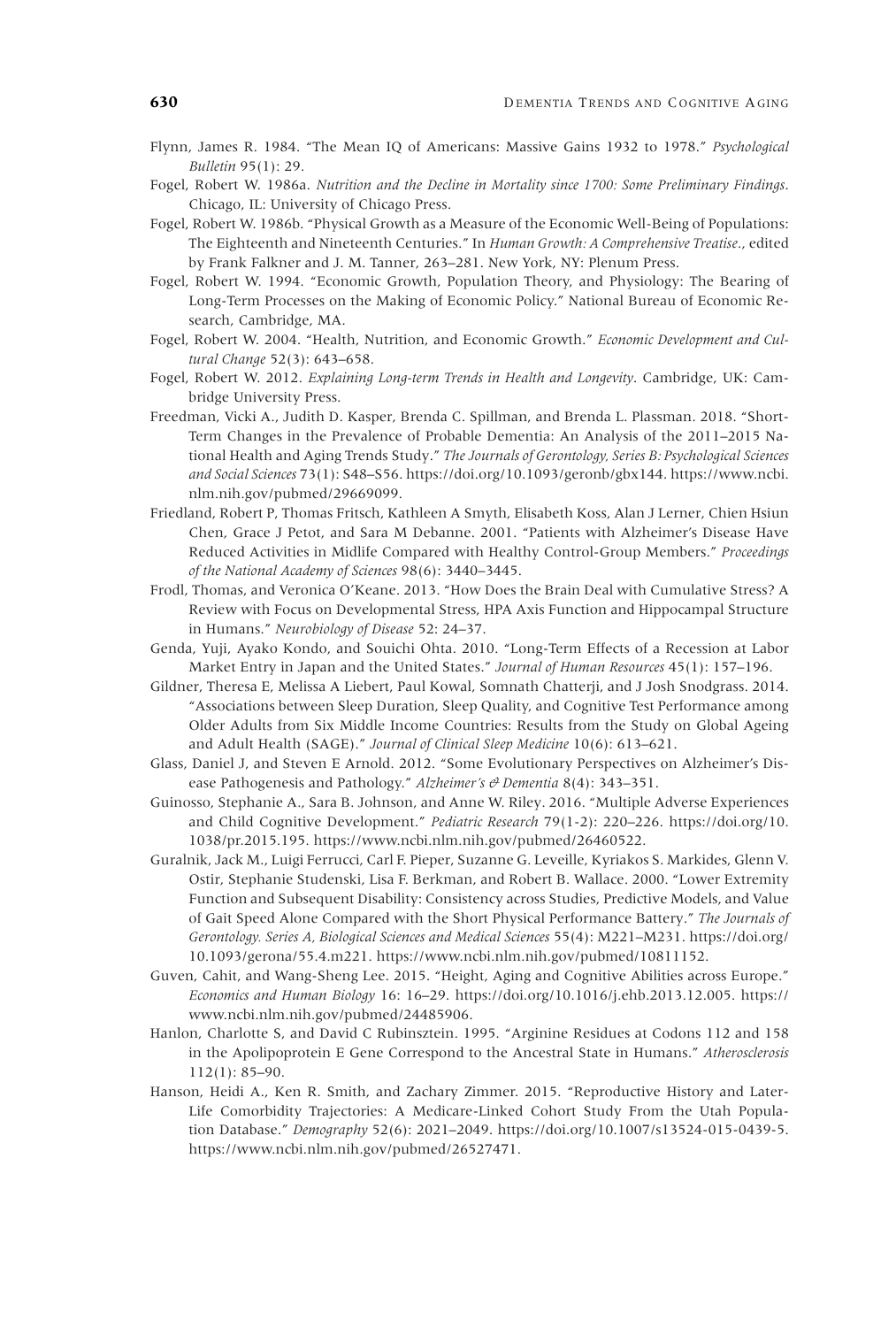Flynn, James R. 1984. "The Mean IQ of Americans: Massive Gains 1932 to 1978." *Psychological Bulletin* 95(1): 29.

Fogel, Robert W. 1986a. *Nutrition and the Decline in Mortality since 1700: Some Preliminary Findings*. Chicago, IL: University of Chicago Press.

Fogel, Robert W. 1986b. "Physical Growth as a Measure of the Economic Well-Being of Populations: The Eighteenth and Nineteenth Centuries." In *Human Growth: A Comprehensive Treatise*., edited by Frank Falkner and J. M. Tanner, 263–281. New York, NY: Plenum Press.

Fogel, Robert W. 1994. "Economic Growth, Population Theory, and Physiology: The Bearing of Long-Term Processes on the Making of Economic Policy." National Bureau of Economic Research, Cambridge, MA.

Fogel, Robert W. 2004. "Health, Nutrition, and Economic Growth." *Economic Development and Cultural Change* 52(3): 643–658.

Fogel, Robert W. 2012. *Explaining Long-term Trends in Health and Longevity*. Cambridge, UK: Cambridge University Press.

Freedman, Vicki A., Judith D. Kasper, Brenda C. Spillman, and Brenda L. Plassman. 2018. "Short-Term Changes in the Prevalence of Probable Dementia: An Analysis of the 2011–2015 National Health and Aging Trends Study." *The Journals of Gerontology, Series B: Psychological Sciences and Social Sciences* 73(1): S48–S56. https://doi.org/10.1093/geronb/gbx144. https://www.ncbi.nlm.nih.gov/pubmed/29669099.

Friedland, Robert P, Thomas Fritsch, Kathleen A Smyth, Elisabeth Koss, Alan J Lerner, Chien Hsiun Chen, Grace J Petot, and Sara M Debanne. 2001. "Patients with Alzheimer's Disease Have Reduced Activities in Midlife Compared with Healthy Control-Group Members." *Proceedings of the National Academy of Sciences* 98(6): 3440–3445.

Frodl, Thomas, and Veronica O'Keane. 2013. "How Does the Brain Deal with Cumulative Stress? A Review with Focus on Developmental Stress, HPA Axis Function and Hippocampal Structure in Humans." *Neurobiology of Disease* 52: 24–37.

Genda, Yuji, Ayako Kondo, and Souichi Ohta. 2010. "Long-Term Effects of a Recession at Labor Market Entry in Japan and the United States." *Journal of Human Resources* 45(1): 157–196.

Gildner, Theresa E, Melissa A Liebert, Paul Kowal, Somnath Chatterji, and J Josh Snodgrass. 2014. "Associations between Sleep Duration, Sleep Quality, and Cognitive Test Performance among Older Adults from Six Middle Income Countries: Results from the Study on Global Ageing and Adult Health (SAGE)." *Journal of Clinical Sleep Medicine* 10(6): 613–621.

Glass, Daniel J, and Steven E Arnold. 2012. "Some Evolutionary Perspectives on Alzheimer's Disease Pathogenesis and Pathology." *Alzheimer's & Dementia* 8(4): 343–351.

Guinosso, Stephanie A., Sara B. Johnson, and Anne W. Riley. 2016. "Multiple Adverse Experiences and Child Cognitive Development." *Pediatric Research* 79(1-2): 220–226. https://doi.org/10.1038/pr.2015.195. https://www.ncbi.nlm.nih.gov/pubmed/26460522.

Guralnik, Jack M., Luigi Ferrucci, Carl F. Pieper, Suzanne G. Leveille, Kyriakos S. Markides, Glenn V. Ostir, Stephanie Studenski, Lisa F. Berkman, and Robert B. Wallace. 2000. "Lower Extremity Function and Subsequent Disability: Consistency across Studies, Predictive Models, and Value of Gait Speed Alone Compared with the Short Physical Performance Battery." *The Journals of Gerontology. Series A, Biological Sciences and Medical Sciences* 55(4): M221–M231. https://doi.org/10.1093/gerona/55.4.m221. https://www.ncbi.nlm.nih.gov/pubmed/10811152.

Guven, Cahit, and Wang-Sheng Lee. 2015. "Height, Aging and Cognitive Abilities across Europe." *Economics and Human Biology* 16: 16–29. https://doi.org/10.1016/j.ehb.2013.12.005. https://www.ncbi.nlm.nih.gov/pubmed/24485906.

Hanlon, Charlotte S, and David C Rubinsztein. 1995. "Arginine Residues at Codons 112 and 158 in the Apolipoprotein E Gene Correspond to the Ancestral State in Humans." *Atherosclerosis* 112(1): 85–90.

Hanson, Heidi A., Ken R. Smith, and Zachary Zimmer. 2015. "Reproductive History and Later-Life Comorbidity Trajectories: A Medicare-Linked Cohort Study From the Utah Population Database." *Demography* 52(6): 2021–2049. https://doi.org/10.1007/s13524-015-0439-5. https://www.ncbi.nlm.nih.gov/pubmed/26527471.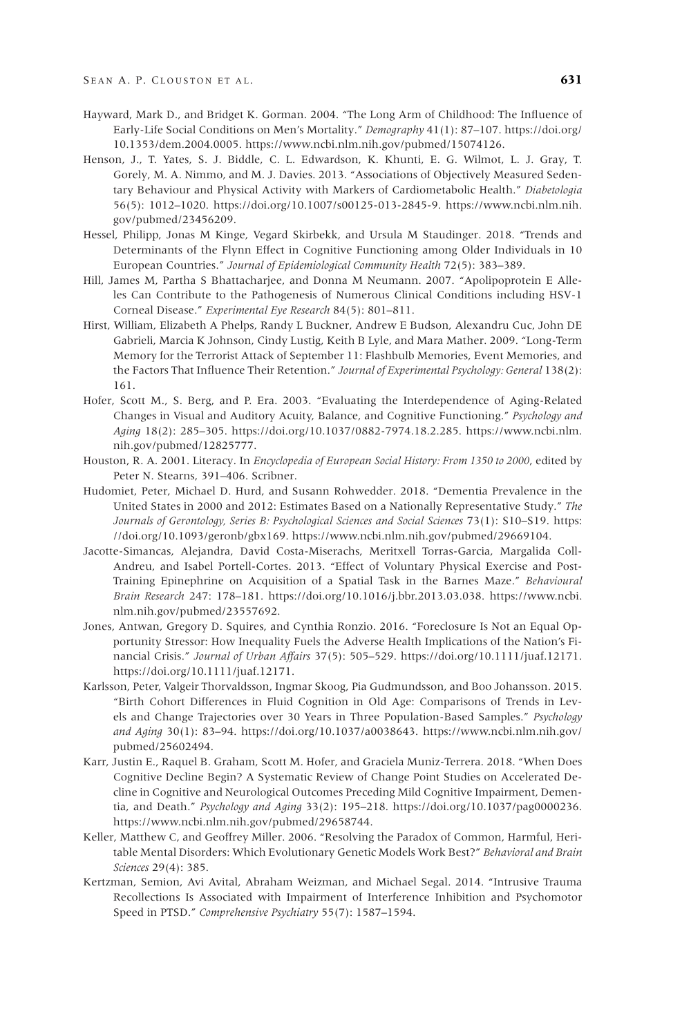Hayward, Mark D., and Bridget K. Gorman. 2004. "The Long Arm of Childhood: The Influence of Early-Life Social Conditions on Men's Mortality." *Demography* 41(1): 87–107. https://doi.org/10.1353/dem.2004.0005. https://www.ncbi.nlm.nih.gov/pubmed/15074126.

Henson, J., T. Yates, S. J. Biddle, C. L. Edwardson, K. Khunti, E. G. Wilmot, L. J. Gray, T. Gorely, M. A. Nimmo, and M. J. Davies. 2013. "Associations of Objectively Measured Sedentary Behaviour and Physical Activity with Markers of Cardiometabolic Health." *Diabetologia* 56(5): 1012–1020. https://doi.org/10.1007/s00125-013-2845-9. https://www.ncbi.nlm.nih.gov/pubmed/23456209.

Hessel, Philipp, Jonas M Kinge, Vegard Skirbekk, and Ursula M Staudinger. 2018. "Trends and Determinants of the Flynn Effect in Cognitive Functioning among Older Individuals in 10 European Countries." *Journal of Epidemiological Community Health* 72(5): 383–389.

Hill, James M, Partha S Bhattacharjee, and Donna M Neumann. 2007. "Apolipoprotein E Alleles Can Contribute to the Pathogenesis of Numerous Clinical Conditions including HSV-1 Corneal Disease." *Experimental Eye Research* 84(5): 801–811.

Hirst, William, Elizabeth A Phelps, Randy L Buckner, Andrew E Budson, Alexandru Cuc, John DE Gabrieli, Marcia K Johnson, Cindy Lustig, Keith B Lyle, and Mara Mather. 2009. "Long-Term Memory for the Terrorist Attack of September 11: Flashbulb Memories, Event Memories, and the Factors That Influence Their Retention." *Journal of Experimental Psychology: General* 138(2): 161.

Hofer, Scott M., S. Berg, and P. Era. 2003. "Evaluating the Interdependence of Aging-Related Changes in Visual and Auditory Acuity, Balance, and Cognitive Functioning." *Psychology and Aging* 18(2): 285–305. https://doi.org/10.1037/0882-7974.18.2.285. https://www.ncbi.nlm.nih.gov/pubmed/12825777.

Houston, R. A. 2001. Literacy. In *Encyclopedia of European Social History: From 1350 to 2000*, edited by Peter N. Stearns, 391–406. Scribner.

Hudomiet, Peter, Michael D. Hurd, and Susann Rohwedder. 2018. "Dementia Prevalence in the United States in 2000 and 2012: Estimates Based on a Nationally Representative Study." *The Journals of Gerontology, Series B: Psychological Sciences and Social Sciences* 73(1): S10–S19. https://doi.org/10.1093/geronb/gbx169. https://www.ncbi.nlm.nih.gov/pubmed/29669104.

Jacotte-Simancas, Alejandra, David Costa-Miserachs, Meritxell Torras-Garcia, Margalida Coll-Andreu, and Isabel Portell-Cortes. 2013. "Effect of Voluntary Physical Exercise and Post-Training Epinephrine on Acquisition of a Spatial Task in the Barnes Maze." *Behavioural Brain Research* 247: 178–181. https://doi.org/10.1016/j.bbr.2013.03.038. https://www.ncbi.nlm.nih.gov/pubmed/23557692.

Jones, Antwan, Gregory D. Squires, and Cynthia Ronzio. 2016. "Foreclosure Is Not an Equal Opportunity Stressor: How Inequality Fuels the Adverse Health Implications of the Nation's Financial Crisis." *Journal of Urban Affairs* 37(5): 505–529. https://doi.org/10.1111/juaf.12171. https://doi.org/10.1111/juaf.12171.

Karlsson, Peter, Valgeir Thorvaldsson, Ingmar Skoog, Pia Gudmundsson, and Boo Johansson. 2015. "Birth Cohort Differences in Fluid Cognition in Old Age: Comparisons of Trends in Levels and Change Trajectories over 30 Years in Three Population-Based Samples." *Psychology and Aging* 30(1): 83–94. https://doi.org/10.1037/a0038643. https://www.ncbi.nlm.nih.gov/pubmed/25602494.

Karr, Justin E., Raquel B. Graham, Scott M. Hofer, and Graciela Muniz-Terrera. 2018. "When Does Cognitive Decline Begin? A Systematic Review of Change Point Studies on Accelerated Decline in Cognitive and Neurological Outcomes Preceding Mild Cognitive Impairment, Dementia, and Death." *Psychology and Aging* 33(2): 195–218. https://doi.org/10.1037/pag0000236. https://www.ncbi.nlm.nih.gov/pubmed/29658744.

Keller, Matthew C, and Geoffrey Miller. 2006. "Resolving the Paradox of Common, Harmful, Heritable Mental Disorders: Which Evolutionary Genetic Models Work Best?" *Behavioral and Brain Sciences* 29(4): 385.

Kertzman, Semion, Avi Avital, Abraham Weizman, and Michael Segal. 2014. "Intrusive Trauma Recollections Is Associated with Impairment of Interference Inhibition and Psychomotor Speed in PTSD." *Comprehensive Psychiatry* 55(7): 1587–1594.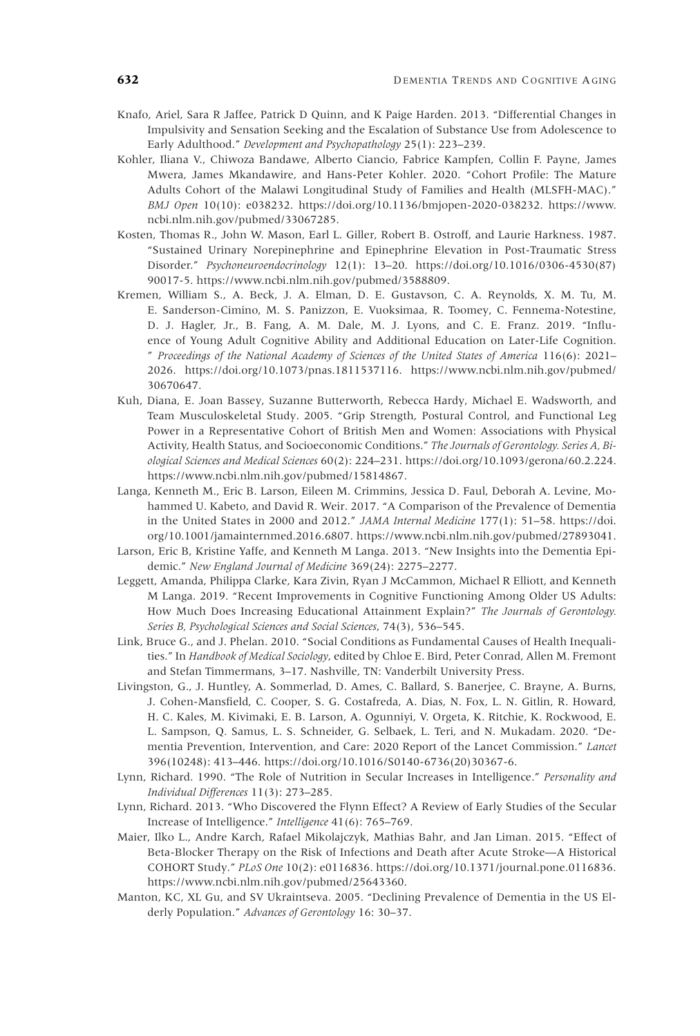Knafo, Ariel, Sara R Jaffee, Patrick D Quinn, and K Paige Harden. 2013. "Differential Changes in Impulsivity and Sensation Seeking and the Escalation of Substance Use from Adolescence to Early Adulthood." *Development and Psychopathology* 25(1): 223–239.

Kohler, Iliana V., Chiwoza Bandawe, Alberto Ciancio, Fabrice Kampfen, Collin F. Payne, James Mwera, James Mkandawire, and Hans-Peter Kohler. 2020. "Cohort Profile: The Mature Adults Cohort of the Malawi Longitudinal Study of Families and Health (MLSFH-MAC)." *BMJ Open* 10(10): e038232. https://doi.org/10.1136/bmjopen-2020-038232. https://www.ncbi.nlm.nih.gov/pubmed/33067285.

Kosten, Thomas R., John W. Mason, Earl L. Giller, Robert B. Ostroff, and Laurie Harkness. 1987. "Sustained Urinary Norepinephrine and Epinephrine Elevation in Post-Traumatic Stress Disorder." *Psychoneuroendocrinology* 12(1): 13–20. https://doi.org/10.1016/0306-4530(87)90017-5. https://www.ncbi.nlm.nih.gov/pubmed/3588809.

Kremen, William S., A. Beck, J. A. Elman, D. E. Gustavson, C. A. Reynolds, X. M. Tu, M. E. Sanderson-Cimino, M. S. Panizzon, E. Vuoksimaa, R. Toomey, C. Fennema-Notestine, D. J. Hagler, Jr., B. Fang, A. M. Dale, M. J. Lyons, and C. E. Franz. 2019. "Influence of Young Adult Cognitive Ability and Additional Education on Later-Life Cognition. " *Proceedings of the National Academy of Sciences of the United States of America* 116(6): 2021–2026. https://doi.org/10.1073/pnas.1811537116. https://www.ncbi.nlm.nih.gov/pubmed/30670647.

Kuh, Diana, E. Joan Bassey, Suzanne Butterworth, Rebecca Hardy, Michael E. Wadsworth, and Team Musculoskeletal Study. 2005. "Grip Strength, Postural Control, and Functional Leg Power in a Representative Cohort of British Men and Women: Associations with Physical Activity, Health Status, and Socioeconomic Conditions." *The Journals of Gerontology. Series A, Biological Sciences and Medical Sciences* 60(2): 224–231. https://doi.org/10.1093/gerona/60.2.224. https://www.ncbi.nlm.nih.gov/pubmed/15814867.

Langa, Kenneth M., Eric B. Larson, Eileen M. Crimmins, Jessica D. Faul, Deborah A. Levine, Mohammed U. Kabeto, and David R. Weir. 2017. "A Comparison of the Prevalence of Dementia in the United States in 2000 and 2012." *JAMA Internal Medicine* 177(1): 51–58. https://doi.org/10.1001/jamainternmed.2016.6807. https://www.ncbi.nlm.nih.gov/pubmed/27893041.

Larson, Eric B, Kristine Yaffe, and Kenneth M Langa. 2013. "New Insights into the Dementia Epidemic." *New England Journal of Medicine* 369(24): 2275–2277.

Leggett, Amanda, Philippa Clarke, Kara Zivin, Ryan J McCammon, Michael R Elliott, and Kenneth M Langa. 2019. "Recent Improvements in Cognitive Functioning Among Older US Adults: How Much Does Increasing Educational Attainment Explain?" *The Journals of Gerontology. Series B, Psychological Sciences and Social Sciences*, 74(3), 536–545.

Link, Bruce G., and J. Phelan. 2010. "Social Conditions as Fundamental Causes of Health Inequalities." In *Handbook of Medical Sociology*, edited by Chloe E. Bird, Peter Conrad, Allen M. Fremont and Stefan Timmermans, 3–17. Nashville, TN: Vanderbilt University Press.

Livingston, G., J. Huntley, A. Sommerlad, D. Ames, C. Ballard, S. Banerjee, C. Brayne, A. Burns, J. Cohen-Mansfield, C. Cooper, S. G. Costafreda, A. Dias, N. Fox, L. N. Gitlin, R. Howard, H. C. Kales, M. Kivimaki, E. B. Larson, A. Ogunniyi, V. Orgeta, K. Ritchie, K. Rockwood, E. L. Sampson, Q. Samus, L. S. Schneider, G. Selbaek, L. Teri, and N. Mukadam. 2020. "Dementia Prevention, Intervention, and Care: 2020 Report of the Lancet Commission." *Lancet* 396(10248): 413–446. https://doi.org/10.1016/S0140-6736(20)30367-6.

Lynn, Richard. 1990. "The Role of Nutrition in Secular Increases in Intelligence." *Personality and Individual Differences* 11(3): 273–285.

Lynn, Richard. 2013. "Who Discovered the Flynn Effect? A Review of Early Studies of the Secular Increase of Intelligence." *Intelligence* 41(6): 765–769.

Maier, Ilko L., Andre Karch, Rafael Mikolajczyk, Mathias Bahr, and Jan Liman. 2015. "Effect of Beta-Blocker Therapy on the Risk of Infections and Death after Acute Stroke—A Historical COHORT Study." *PLoS One* 10(2): e0116836. https://doi.org/10.1371/journal.pone.0116836. https://www.ncbi.nlm.nih.gov/pubmed/25643360.

Manton, KC, XL Gu, and SV Ukraintseva. 2005. "Declining Prevalence of Dementia in the US Elderly Population." *Advances of Gerontology* 16: 30–37.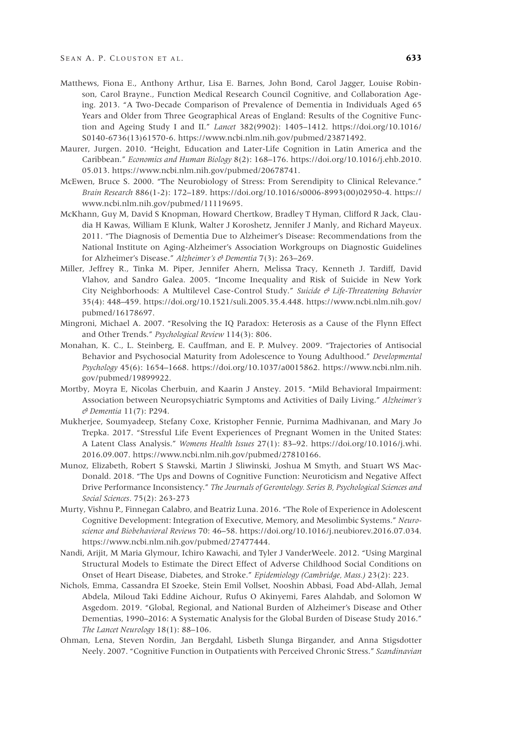Matthews, Fiona E., Anthony Arthur, Lisa E. Barnes, John Bond, Carol Jagger, Louise Robinson, Carol Brayne., Function Medical Research Council Cognitive, and Collaboration Ageing. 2013. "A Two-Decade Comparison of Prevalence of Dementia in Individuals Aged 65 Years and Older from Three Geographical Areas of England: Results of the Cognitive Function and Ageing Study I and II." *Lancet* 382(9902): 1405–1412. https://doi.org/10.1016/S0140-6736(13)61570-6. https://www.ncbi.nlm.nih.gov/pubmed/23871492.

Maurer, Jurgen. 2010. "Height, Education and Later-Life Cognition in Latin America and the Caribbean." *Economics and Human Biology* 8(2): 168–176. https://doi.org/10.1016/j.ehb.2010.05.013. https://www.ncbi.nlm.nih.gov/pubmed/20678741.

McEwen, Bruce S. 2000. "The Neurobiology of Stress: From Serendipity to Clinical Relevance." *Brain Research* 886(1-2): 172–189. https://doi.org/10.1016/s0006-8993(00)02950-4. https://www.ncbi.nlm.nih.gov/pubmed/11119695.

McKhann, Guy M, David S Knopman, Howard Chertkow, Bradley T Hyman, Clifford R Jack, Claudia H Kawas, William E Klunk, Walter J Koroshetz, Jennifer J Manly, and Richard Mayeux. 2011. "The Diagnosis of Dementia Due to Alzheimer's Disease: Recommendations from the National Institute on Aging-Alzheimer's Association Workgroups on Diagnostic Guidelines for Alzheimer's Disease." *Alzheimer's & Dementia* 7(3): 263–269.

Miller, Jeffrey R., Tinka M. Piper, Jennifer Ahern, Melissa Tracy, Kenneth J. Tardiff, David Vlahov, and Sandro Galea. 2005. "Income Inequality and Risk of Suicide in New York City Neighborhoods: A Multilevel Case-Control Study." *Suicide & Life-Threatening Behavior* 35(4): 448–459. https://doi.org/10.1521/suli.2005.35.4.448. https://www.ncbi.nlm.nih.gov/pubmed/16178697.

Mingroni, Michael A. 2007. "Resolving the IQ Paradox: Heterosis as a Cause of the Flynn Effect and Other Trends." *Psychological Review* 114(3): 806.

Monahan, K. C., L. Steinberg, E. Cauffman, and E. P. Mulvey. 2009. "Trajectories of Antisocial Behavior and Psychosocial Maturity from Adolescence to Young Adulthood." *Developmental Psychology* 45(6): 1654–1668. https://doi.org/10.1037/a0015862. https://www.ncbi.nlm.nih.gov/pubmed/19899922.

Mortby, Moyra E, Nicolas Cherbuin, and Kaarin J Anstey. 2015. "Mild Behavioral Impairment: Association between Neuropsychiatric Symptoms and Activities of Daily Living." *Alzheimer's & Dementia* 11(7): P294.

Mukherjee, Soumyadeep, Stefany Coxe, Kristopher Fennie, Purnima Madhivanan, and Mary Jo Trepka. 2017. "Stressful Life Event Experiences of Pregnant Women in the United States: A Latent Class Analysis." *Womens Health Issues* 27(1): 83–92. https://doi.org/10.1016/j.whi.2016.09.007. https://www.ncbi.nlm.nih.gov/pubmed/27810166.

Munoz, Elizabeth, Robert S Stawski, Martin J Sliwinski, Joshua M Smyth, and Stuart WS MacDonald. 2018. "The Ups and Downs of Cognitive Function: Neuroticism and Negative Affect Drive Performance Inconsistency." *The Journals of Gerontology. Series B, Psychological Sciences and Social Sciences*. 75(2): 263-273

Murty, Vishnu P., Finnegan Calabro, and Beatriz Luna. 2016. "The Role of Experience in Adolescent Cognitive Development: Integration of Executive, Memory, and Mesolimbic Systems." *Neuroscience and Biobehavioral Reviews* 70: 46–58. https://doi.org/10.1016/j.neubiorev.2016.07.034. https://www.ncbi.nlm.nih.gov/pubmed/27477444.

Nandi, Arijit, M Maria Glymour, Ichiro Kawachi, and Tyler J VanderWeele. 2012. "Using Marginal Structural Models to Estimate the Direct Effect of Adverse Childhood Social Conditions on Onset of Heart Disease, Diabetes, and Stroke." *Epidemiology (Cambridge, Mass.)* 23(2): 223.

Nichols, Emma, Cassandra EI Szoeke, Stein Emil Vollset, Nooshin Abbasi, Foad Abd-Allah, Jemal Abdela, Miloud Taki Eddine Aichour, Rufus O Akinyemi, Fares Alahdab, and Solomon W Asgedom. 2019. "Global, Regional, and National Burden of Alzheimer's Disease and Other Dementias, 1990–2016: A Systematic Analysis for the Global Burden of Disease Study 2016." *The Lancet Neurology* 18(1): 88–106.

Ohman, Lena, Steven Nordin, Jan Bergdahl, Lisbeth Slunga Birgander, and Anna Stigsdotter Neely. 2007. "Cognitive Function in Outpatients with Perceived Chronic Stress." *Scandinavian*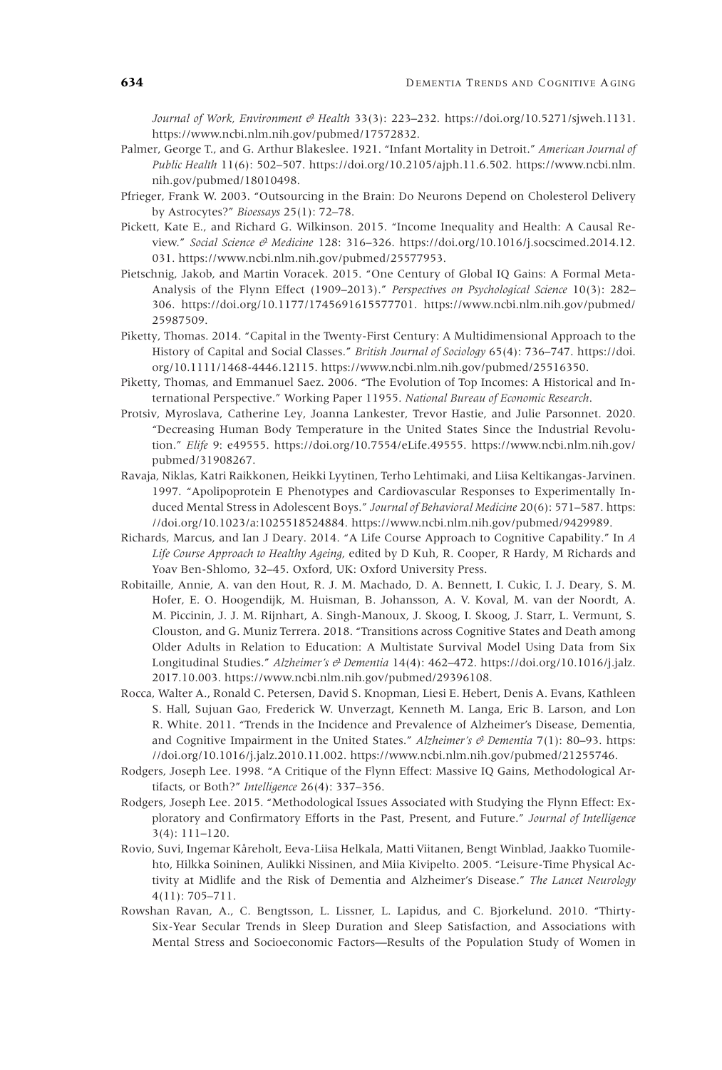*Journal of Work, Environment & Health* 33(3): 223–232. https://doi.org/10.5271/sjweh.1131. https://www.ncbi.nlm.nih.gov/pubmed/17572832.

Palmer, George T., and G. Arthur Blakeslee. 1921. "Infant Mortality in Detroit." *American Journal of Public Health* 11(6): 502–507. https://doi.org/10.2105/ajph.11.6.502. https://www.ncbi.nlm.nih.gov/pubmed/18010498.

Pfrieger, Frank W. 2003. "Outsourcing in the Brain: Do Neurons Depend on Cholesterol Delivery by Astrocytes?" *Bioessays* 25(1): 72–78.

Pickett, Kate E., and Richard G. Wilkinson. 2015. "Income Inequality and Health: A Causal Review." *Social Science & Medicine* 128: 316–326. https://doi.org/10.1016/j.socscimed.2014.12.031. https://www.ncbi.nlm.nih.gov/pubmed/25577953.

Pietschnig, Jakob, and Martin Voracek. 2015. "One Century of Global IQ Gains: A Formal Meta-Analysis of the Flynn Effect (1909–2013)." *Perspectives on Psychological Science* 10(3): 282–306. https://doi.org/10.1177/1745691615577701. https://www.ncbi.nlm.nih.gov/pubmed/25987509.

Piketty, Thomas. 2014. "Capital in the Twenty-First Century: A Multidimensional Approach to the History of Capital and Social Classes." *British Journal of Sociology* 65(4): 736–747. https://doi.org/10.1111/1468-4446.12115. https://www.ncbi.nlm.nih.gov/pubmed/25516350.

Piketty, Thomas, and Emmanuel Saez. 2006. "The Evolution of Top Incomes: A Historical and International Perspective." Working Paper 11955. *National Bureau of Economic Research*.

Protsiv, Myroslava, Catherine Ley, Joanna Lankester, Trevor Hastie, and Julie Parsonnet. 2020. "Decreasing Human Body Temperature in the United States Since the Industrial Revolution." *Elife* 9: e49555. https://doi.org/10.7554/eLife.49555. https://www.ncbi.nlm.nih.gov/pubmed/31908267.

Ravaja, Niklas, Katri Raikkonen, Heikki Lyytinen, Terho Lehtimaki, and Liisa Keltikangas-Jarvinen. 1997. "Apolipoprotein E Phenotypes and Cardiovascular Responses to Experimentally Induced Mental Stress in Adolescent Boys." *Journal of Behavioral Medicine* 20(6): 571–587. https://doi.org/10.1023/a:1025518524884. https://www.ncbi.nlm.nih.gov/pubmed/9429989.

Richards, Marcus, and Ian J Deary. 2014. "A Life Course Approach to Cognitive Capability." In *A Life Course Approach to Healthy Ageing*, edited by D Kuh, R. Cooper, R Hardy, M Richards and Yoav Ben-Shlomo, 32–45. Oxford, UK: Oxford University Press.

Robitaille, Annie, A. van den Hout, R. J. M. Machado, D. A. Bennett, I. Cukic, I. J. Deary, S. M. Hofer, E. O. Hoogendijk, M. Huisman, B. Johansson, A. V. Koval, M. van der Noordt, A. M. Piccinin, J. J. M. Rijnhart, A. Singh-Manoux, J. Skoog, I. Skoog, J. Starr, L. Vermunt, S. Clouston, and G. Muniz Terrera. 2018. "Transitions across Cognitive States and Death among Older Adults in Relation to Education: A Multistate Survival Model Using Data from Six Longitudinal Studies." *Alzheimer's & Dementia* 14(4): 462–472. https://doi.org/10.1016/j.jalz.2017.10.003. https://www.ncbi.nlm.nih.gov/pubmed/29396108.

Rocca, Walter A., Ronald C. Petersen, David S. Knopman, Liesi E. Hebert, Denis A. Evans, Kathleen S. Hall, Sujuan Gao, Frederick W. Unverzagt, Kenneth M. Langa, Eric B. Larson, and Lon R. White. 2011. "Trends in the Incidence and Prevalence of Alzheimer's Disease, Dementia, and Cognitive Impairment in the United States." *Alzheimer's & Dementia* 7(1): 80–93. https://doi.org/10.1016/j.jalz.2010.11.002. https://www.ncbi.nlm.nih.gov/pubmed/21255746.

Rodgers, Joseph Lee. 1998. "A Critique of the Flynn Effect: Massive IQ Gains, Methodological Artifacts, or Both?" *Intelligence* 26(4): 337–356.

Rodgers, Joseph Lee. 2015. "Methodological Issues Associated with Studying the Flynn Effect: Exploratory and Confirmatory Efforts in the Past, Present, and Future." *Journal of Intelligence* 3(4): 111–120.

Rovio, Suvi, Ingemar Kåreholt, Eeva-Liisa Helkala, Matti Viitanen, Bengt Winblad, Jaakko Tuomilehto, Hilkka Soininen, Aulikki Nissinen, and Miia Kivipelto. 2005. "Leisure-Time Physical Activity at Midlife and the Risk of Dementia and Alzheimer's Disease." *The Lancet Neurology* 4(11): 705–711.

Rowshan Ravan, A., C. Bengtsson, L. Lissner, L. Lapidus, and C. Bjorkelund. 2010. "Thirty-Six-Year Secular Trends in Sleep Duration and Sleep Satisfaction, and Associations with Mental Stress and Socioeconomic Factors—Results of the Population Study of Women in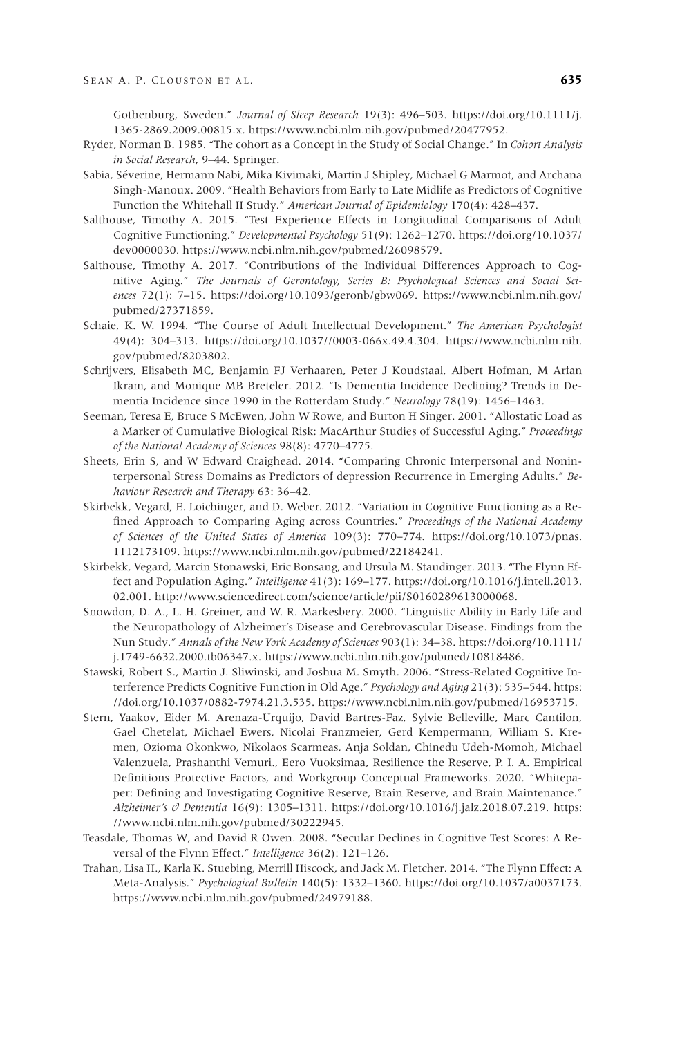Gothenburg, Sweden." *Journal of Sleep Research* 19(3): 496–503. https://doi.org/10.1111/j.1365-2869.2009.00815.x. https://www.ncbi.nlm.nih.gov/pubmed/20477952.

Ryder, Norman B. 1985. "The cohort as a Concept in the Study of Social Change." In *Cohort Analysis in Social Research*, 9–44. Springer.

Sabia, Séverine, Hermann Nabi, Mika Kivimaki, Martin J Shipley, Michael G Marmot, and Archana Singh-Manoux. 2009. "Health Behaviors from Early to Late Midlife as Predictors of Cognitive Function the Whitehall II Study." *American Journal of Epidemiology* 170(4): 428–437.

Salthouse, Timothy A. 2015. "Test Experience Effects in Longitudinal Comparisons of Adult Cognitive Functioning." *Developmental Psychology* 51(9): 1262–1270. https://doi.org/10.1037/dev0000030. https://www.ncbi.nlm.nih.gov/pubmed/26098579.

Salthouse, Timothy A. 2017. "Contributions of the Individual Differences Approach to Cognitive Aging." *The Journals of Gerontology, Series B: Psychological Sciences and Social Sciences* 72(1): 7–15. https://doi.org/10.1093/geronb/gbw069. https://www.ncbi.nlm.nih.gov/pubmed/27371859.

Schaie, K. W. 1994. "The Course of Adult Intellectual Development." *The American Psychologist* 49(4): 304–313. https://doi.org/10.1037//0003-066x.49.4.304. https://www.ncbi.nlm.nih.gov/pubmed/8203802.

Schrijvers, Elisabeth MC, Benjamin FJ Verhaaren, Peter J Koudstaal, Albert Hofman, M Arfan Ikram, and Monique MB Breteler. 2012. "Is Dementia Incidence Declining? Trends in Dementia Incidence since 1990 in the Rotterdam Study." *Neurology* 78(19): 1456–1463.

Seeman, Teresa E, Bruce S McEwen, John W Rowe, and Burton H Singer. 2001. "Allostatic Load as a Marker of Cumulative Biological Risk: MacArthur Studies of Successful Aging." *Proceedings of the National Academy of Sciences* 98(8): 4770–4775.

Sheets, Erin S, and W Edward Craighead. 2014. "Comparing Chronic Interpersonal and Noninterpersonal Stress Domains as Predictors of depression Recurrence in Emerging Adults." *Behaviour Research and Therapy* 63: 36–42.

Skirbekk, Vegard, E. Loichinger, and D. Weber. 2012. "Variation in Cognitive Functioning as a Refined Approach to Comparing Aging across Countries." *Proceedings of the National Academy of Sciences of the United States of America* 109(3): 770–774. https://doi.org/10.1073/pnas.1112173109. https://www.ncbi.nlm.nih.gov/pubmed/22184241.

Skirbekk, Vegard, Marcin Stonawski, Eric Bonsang, and Ursula M. Staudinger. 2013. "The Flynn Effect and Population Aging." *Intelligence* 41(3): 169–177. https://doi.org/10.1016/j.intell.2013.02.001. http://www.sciencedirect.com/science/article/pii/S0160289613000068.

Snowdon, D. A., L. H. Greiner, and W. R. Markesbery. 2000. "Linguistic Ability in Early Life and the Neuropathology of Alzheimer's Disease and Cerebrovascular Disease. Findings from the Nun Study." *Annals of the New York Academy of Sciences* 903(1): 34–38. https://doi.org/10.1111/j.1749-6632.2000.tb06347.x. https://www.ncbi.nlm.nih.gov/pubmed/10818486.

Stawski, Robert S., Martin J. Sliwinski, and Joshua M. Smyth. 2006. "Stress-Related Cognitive Interference Predicts Cognitive Function in Old Age." *Psychology and Aging* 21(3): 535–544. https://doi.org/10.1037/0882-7974.21.3.535. https://www.ncbi.nlm.nih.gov/pubmed/16953715.

Stern, Yaakov, Eider M. Arenaza-Urquijo, David Bartres-Faz, Sylvie Belleville, Marc Cantilon, Gael Chetelat, Michael Ewers, Nicolai Franzmeier, Gerd Kempermann, William S. Kremen, Ozioma Okonkwo, Nikolaos Scarmeas, Anja Soldan, Chinedu Udeh-Momoh, Michael Valenzuela, Prashanthi Vemuri., Eero Vuoksimaa, Resilience the Reserve, P. I. A. Empirical Definitions Protective Factors, and Workgroup Conceptual Frameworks. 2020. "Whitepaper: Defining and Investigating Cognitive Reserve, Brain Reserve, and Brain Maintenance." *Alzheimer's & Dementia* 16(9): 1305–1311. https://doi.org/10.1016/j.jalz.2018.07.219. https://www.ncbi.nlm.nih.gov/pubmed/30222945.

Teasdale, Thomas W, and David R Owen. 2008. "Secular Declines in Cognitive Test Scores: A Reversal of the Flynn Effect." *Intelligence* 36(2): 121–126.

Trahan, Lisa H., Karla K. Stuebing, Merrill Hiscock, and Jack M. Fletcher. 2014. "The Flynn Effect: A Meta-Analysis." *Psychological Bulletin* 140(5): 1332–1360. https://doi.org/10.1037/a0037173. https://www.ncbi.nlm.nih.gov/pubmed/24979188.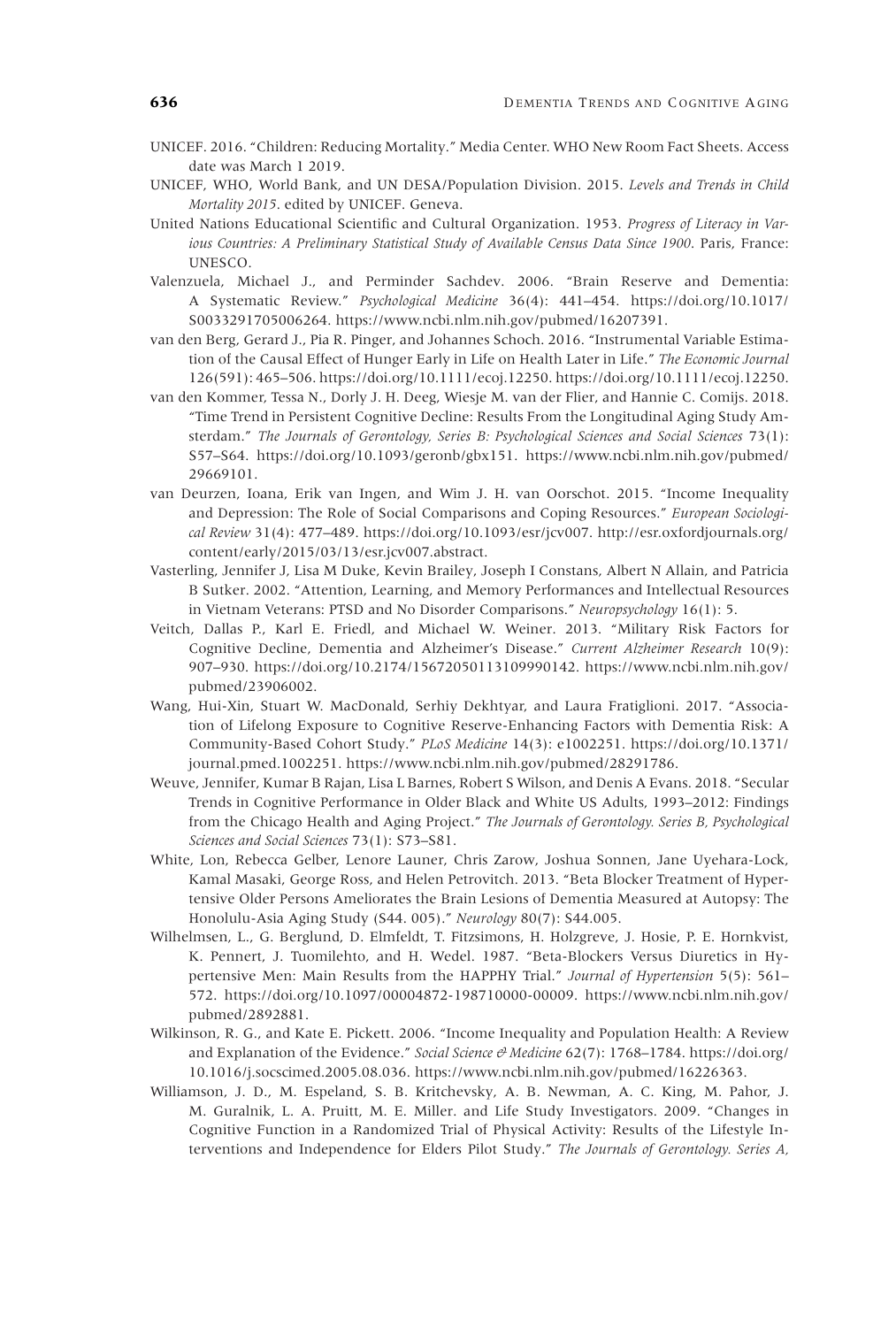UNICEF. 2016. "Children: Reducing Mortality." Media Center. WHO New Room Fact Sheets. Access date was March 1 2019.

UNICEF, WHO, World Bank, and UN DESA/Population Division. 2015. *Levels and Trends in Child Mortality 2015*. edited by UNICEF. Geneva.

United Nations Educational Scientific and Cultural Organization. 1953. *Progress of Literacy in Various Countries: A Preliminary Statistical Study of Available Census Data Since 1900*. Paris, France: UNESCO.

Valenzuela, Michael J., and Perminder Sachdev. 2006. "Brain Reserve and Dementia: A Systematic Review." *Psychological Medicine* 36(4): 441–454. https://doi.org/10.1017/S0033291705006264. https://www.ncbi.nlm.nih.gov/pubmed/16207391.

van den Berg, Gerard J., Pia R. Pinger, and Johannes Schoch. 2016. "Instrumental Variable Estimation of the Causal Effect of Hunger Early in Life on Health Later in Life." *The Economic Journal* 126(591): 465–506. https://doi.org/10.1111/ecoj.12250. https://doi.org/10.1111/ecoj.12250.

van den Kommer, Tessa N., Dorly J. H. Deeg, Wiesje M. van der Flier, and Hannie C. Comijs. 2018. "Time Trend in Persistent Cognitive Decline: Results From the Longitudinal Aging Study Amsterdam." *The Journals of Gerontology, Series B: Psychological Sciences and Social Sciences* 73(1): S57–S64. https://doi.org/10.1093/geronb/gbx151. https://www.ncbi.nlm.nih.gov/pubmed/29669101.

van Deurzen, Ioana, Erik van Ingen, and Wim J. H. van Oorschot. 2015. "Income Inequality and Depression: The Role of Social Comparisons and Coping Resources." *European Sociological Review* 31(4): 477–489. https://doi.org/10.1093/esr/jcv007. http://esr.oxfordjournals.org/content/early/2015/03/13/esr.jcv007.abstract.

Vasterling, Jennifer J, Lisa M Duke, Kevin Brailey, Joseph I Constans, Albert N Allain, and Patricia B Sutker. 2002. "Attention, Learning, and Memory Performances and Intellectual Resources in Vietnam Veterans: PTSD and No Disorder Comparisons." *Neuropsychology* 16(1): 5.

Veitch, Dallas P., Karl E. Friedl, and Michael W. Weiner. 2013. "Military Risk Factors for Cognitive Decline, Dementia and Alzheimer's Disease." *Current Alzheimer Research* 10(9): 907–930. https://doi.org/10.2174/15672050113109990142. https://www.ncbi.nlm.nih.gov/pubmed/23906002.

Wang, Hui-Xin, Stuart W. MacDonald, Serhiy Dekhtyar, and Laura Fratiglioni. 2017. "Association of Lifelong Exposure to Cognitive Reserve-Enhancing Factors with Dementia Risk: A Community-Based Cohort Study." *PLoS Medicine* 14(3): e1002251. https://doi.org/10.1371/journal.pmed.1002251. https://www.ncbi.nlm.nih.gov/pubmed/28291786.

Weuve, Jennifer, Kumar B Rajan, Lisa L Barnes, Robert S Wilson, and Denis A Evans. 2018. "Secular Trends in Cognitive Performance in Older Black and White US Adults, 1993–2012: Findings from the Chicago Health and Aging Project." *The Journals of Gerontology. Series B, Psychological Sciences and Social Sciences* 73(1): S73–S81.

White, Lon, Rebecca Gelber, Lenore Launer, Chris Zarow, Joshua Sonnen, Jane Uyehara-Lock, Kamal Masaki, George Ross, and Helen Petrovitch. 2013. "Beta Blocker Treatment of Hypertensive Older Persons Ameliorates the Brain Lesions of Dementia Measured at Autopsy: The Honolulu-Asia Aging Study (S44. 005)." *Neurology* 80(7): S44.005.

Wilhelmsen, L., G. Berglund, D. Elmfeldt, T. Fitzsimons, H. Holzgreve, J. Hosie, P. E. Hornkvist, K. Pennert, J. Tuomilehto, and H. Wedel. 1987. "Beta-Blockers Versus Diuretics in Hypertensive Men: Main Results from the HAPPHY Trial." *Journal of Hypertension* 5(5): 561–572. https://doi.org/10.1097/00004872-198710000-00009. https://www.ncbi.nlm.nih.gov/pubmed/2892881.

Wilkinson, R. G., and Kate E. Pickett. 2006. "Income Inequality and Population Health: A Review and Explanation of the Evidence." *Social Science & Medicine* 62(7): 1768–1784. https://doi.org/10.1016/j.socscimed.2005.08.036. https://www.ncbi.nlm.nih.gov/pubmed/16226363.

Williamson, J. D., M. Espeland, S. B. Kritchevsky, A. B. Newman, A. C. King, M. Pahor, J. M. Guralnik, L. A. Pruitt, M. E. Miller. and Life Study Investigators. 2009. "Changes in Cognitive Function in a Randomized Trial of Physical Activity: Results of the Lifestyle Interventions and Independence for Elders Pilot Study." *The Journals of Gerontology. Series A,*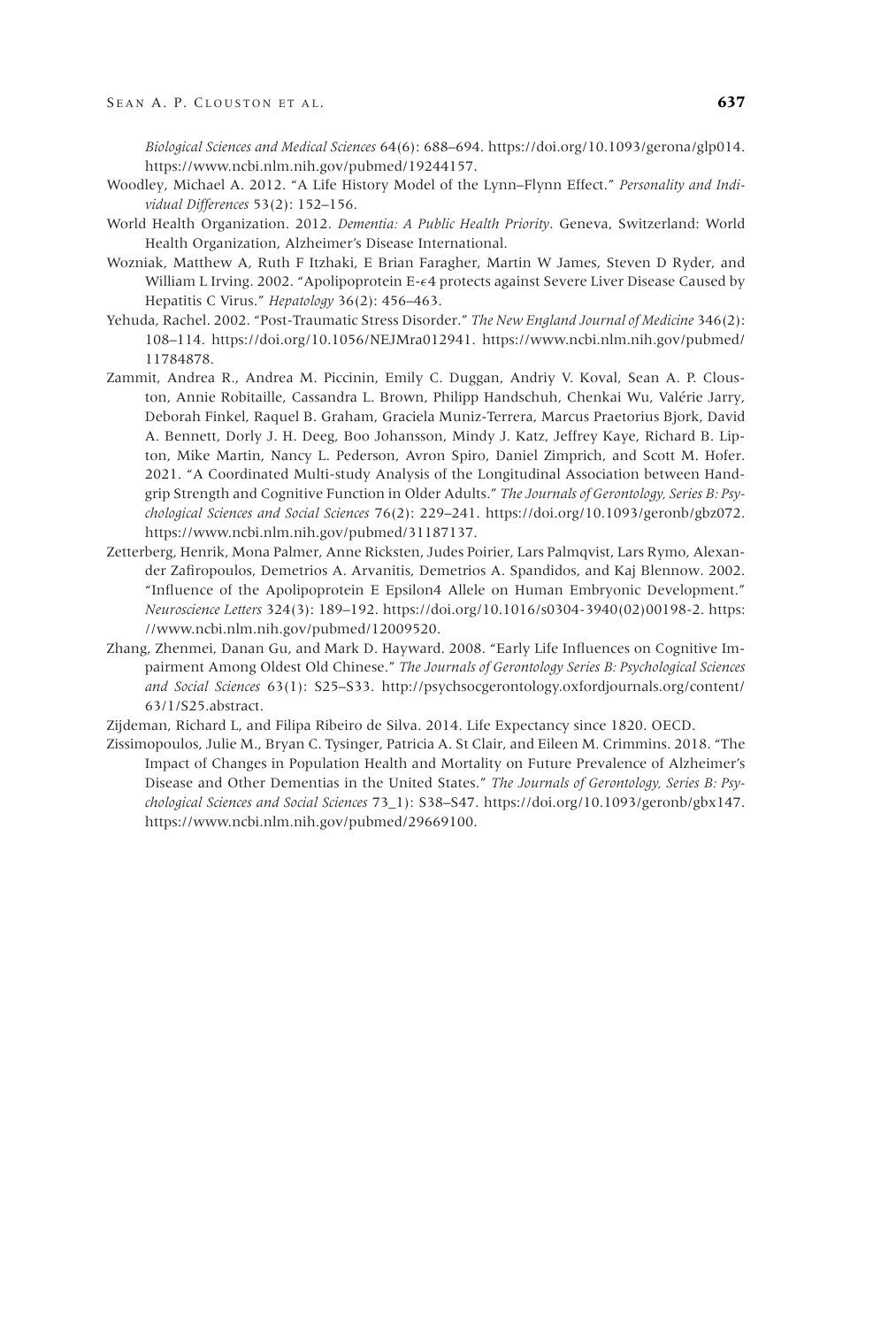*Biological Sciences and Medical Sciences* 64(6): 688–694. https://doi.org/10.1093/gerona/glp014. https://www.ncbi.nlm.nih.gov/pubmed/19244157.

Woodley, Michael A. 2012. "A Life History Model of the Lynn–Flynn Effect." *Personality and Individual Differences* 53(2): 152–156.

World Health Organization. 2012. *Dementia: A Public Health Priority*. Geneva, Switzerland: World Health Organization, Alzheimer's Disease International.

Wozniak, Matthew A, Ruth F Itzhaki, E Brian Faragher, Martin W James, Steven D Ryder, and William L Irving. 2002. "Apolipoprotein E-$\epsilon$4 protects against Severe Liver Disease Caused by Hepatitis C Virus." *Hepatology* 36(2): 456–463.

Yehuda, Rachel. 2002. "Post-Traumatic Stress Disorder." *The New England Journal of Medicine* 346(2): 108–114. https://doi.org/10.1056/NEJMra012941. https://www.ncbi.nlm.nih.gov/pubmed/11784878.

Zammit, Andrea R., Andrea M. Piccinin, Emily C. Duggan, Andriy V. Koval, Sean A. P. Clouston, Annie Robitaille, Cassandra L. Brown, Philipp Handschuh, Chenkai Wu, Valérie Jarry, Deborah Finkel, Raquel B. Graham, Graciela Muniz-Terrera, Marcus Praetorius Bjork, David A. Bennett, Dorly J. H. Deeg, Boo Johansson, Mindy J. Katz, Jeffrey Kaye, Richard B. Lipton, Mike Martin, Nancy L. Pederson, Avron Spiro, Daniel Zimprich, and Scott M. Hofer. 2021. "A Coordinated Multi-study Analysis of the Longitudinal Association between Handgrip Strength and Cognitive Function in Older Adults." *The Journals of Gerontology, Series B: Psychological Sciences and Social Sciences* 76(2): 229–241. https://doi.org/10.1093/geronb/gbz072. https://www.ncbi.nlm.nih.gov/pubmed/31187137.

Zetterberg, Henrik, Mona Palmer, Anne Ricksten, Judes Poirier, Lars Palmqvist, Lars Rymo, Alexander Zafiropoulos, Demetrios A. Arvanitis, Demetrios A. Spandidos, and Kaj Blennow. 2002. "Influence of the Apolipoprotein E Epsilon4 Allele on Human Embryonic Development." *Neuroscience Letters* 324(3): 189–192. https://doi.org/10.1016/s0304-3940(02)00198-2. https://www.ncbi.nlm.nih.gov/pubmed/12009520.

Zhang, Zhenmei, Danan Gu, and Mark D. Hayward. 2008. "Early Life Influences on Cognitive Impairment Among Oldest Old Chinese." *The Journals of Gerontology Series B: Psychological Sciences and Social Sciences* 63(1): S25–S33. http://psychsocgerontology.oxfordjournals.org/content/63/1/S25.abstract.

Zijdeman, Richard L, and Filipa Ribeiro de Silva. 2014. Life Expectancy since 1820. OECD.

Zissimopoulos, Julie M., Bryan C. Tysinger, Patricia A. St Clair, and Eileen M. Crimmins. 2018. "The Impact of Changes in Population Health and Mortality on Future Prevalence of Alzheimer's Disease and Other Dementias in the United States." *The Journals of Gerontology, Series B: Psychological Sciences and Social Sciences* 73_1): S38–S47. https://doi.org/10.1093/geronb/gbx147. https://www.ncbi.nlm.nih.gov/pubmed/29669100.